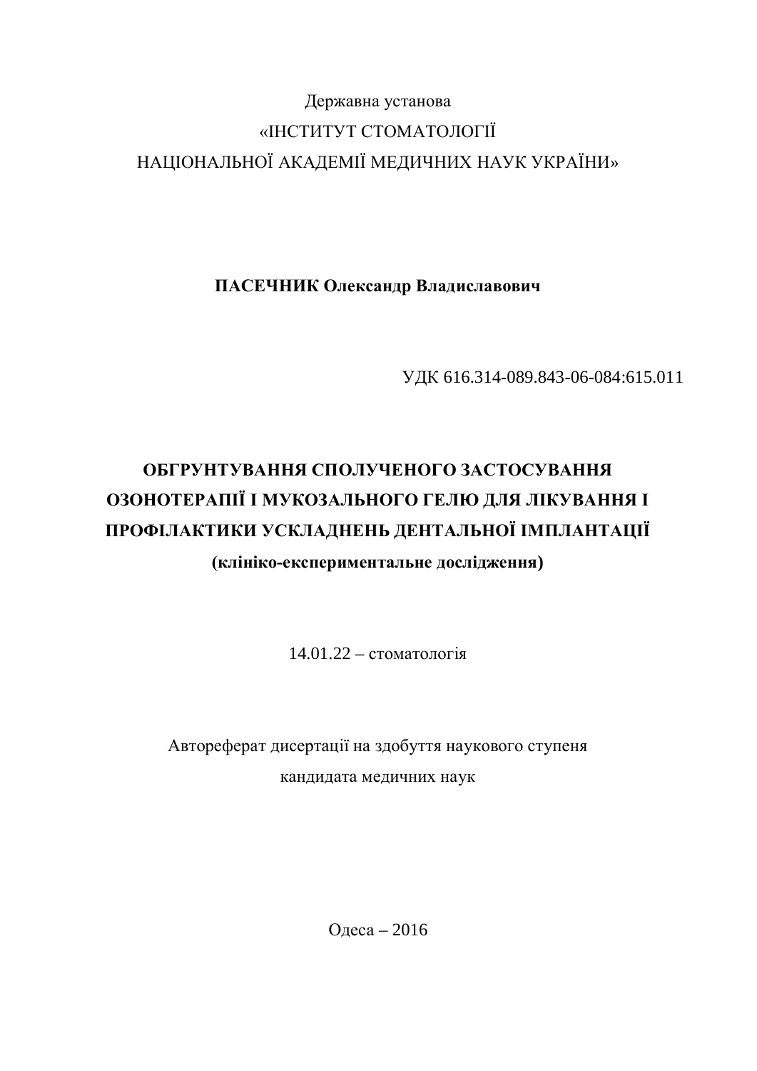Державна установа

«ІНСТИТУТ СТОМАТОЛОГІЇ

НАЦІОНАЛЬНОЇ АКАДЕМІЇ МЕДИЧНИХ НАУК УКРАЇНИ»

**ПАСЕЧНИК Олександр Владиславович**

УДК 616.314-089.843-06-084:615.011

# ОБГРУНТУВАННЯ СПОЛУЧЕНОГО ЗАСТОСУВАННЯ ОЗОНОТЕРАПІЇ І МУКОЗАЛЬНОГО ГЕЛЮ ДЛЯ ЛІКУВАННЯ І ПРОФІЛАКТИКИ УСКЛАДНЕНЬ ДЕНТАЛЬНОЇ ІМПЛАНТАЦІЇ

**(клініко-експериментальне дослідження)**

14.01.22 – стоматологія

Автореферат дисертації на здобуття наукового ступеня

кандидата медичних наук

Одеса – 2016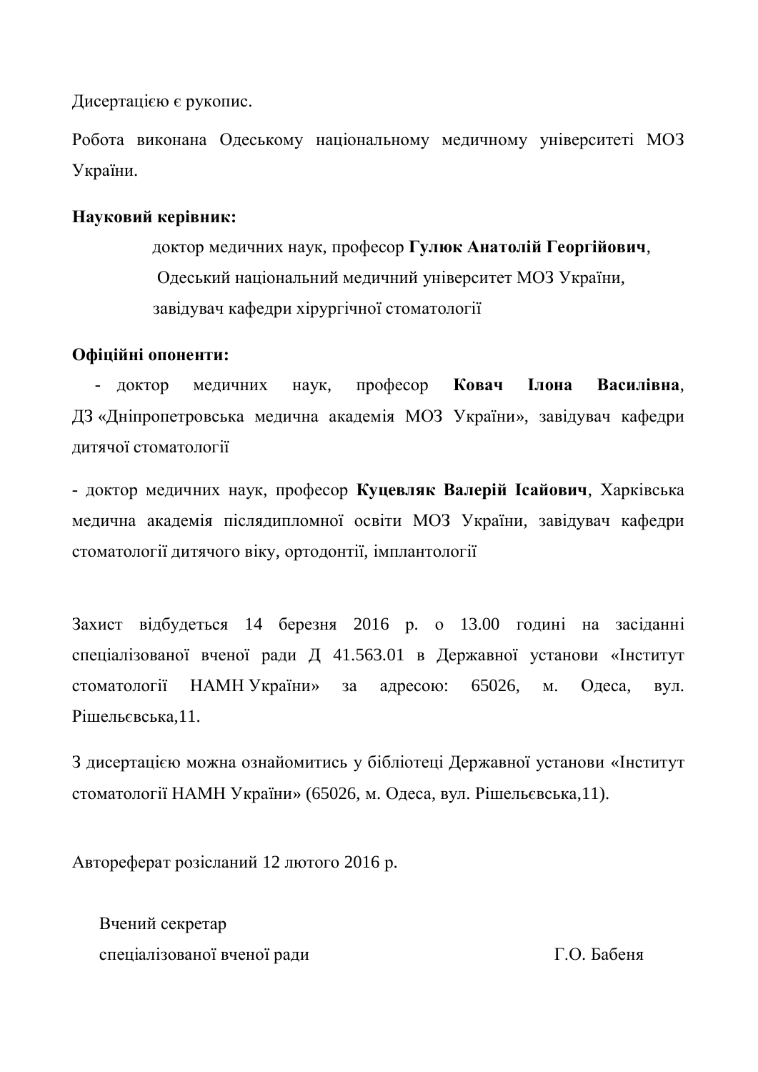Дисертацією є рукопис.

Робота виконана Одеському національному медичному університеті МОЗ України.

**Науковий керівник:**

доктор медичних наук, професор **Гулюк Анатолій Георгійович**,
Одеський національний медичний університет МОЗ України,
завідувач кафедри хірургічної стоматології

**Офіційні опоненти:**

- доктор медичних наук, професор **Ковач Ілона Василівна**, ДЗ «Дніпропетровська медична академія МОЗ України», завідувач кафедри дитячої стоматології

- доктор медичних наук, професор **Куцевляк Валерій Ісайович**, Харківська медична академія післядипломної освіти МОЗ України, завідувач кафедри стоматології дитячого віку, ортодонтії, імплантології

Захист відбудеться 14 березня 2016 р. о 13.00 годині на засіданні спеціалізованої вченої ради Д 41.563.01 в Державної установи «Інститут стоматології НАМН України» за адресою: 65026, м. Одеса, вул. Рішельєвська,11.

З дисертацією можна ознайомитись у бібліотеці Державної установи «Інститут стоматології НАМН України» (65026, м. Одеса, вул. Рішельєвська,11).

Автореферат розісланий 12 лютого 2016 р.

Вчений секретар
спеціалізованої вченої ради Г.О. Бабеня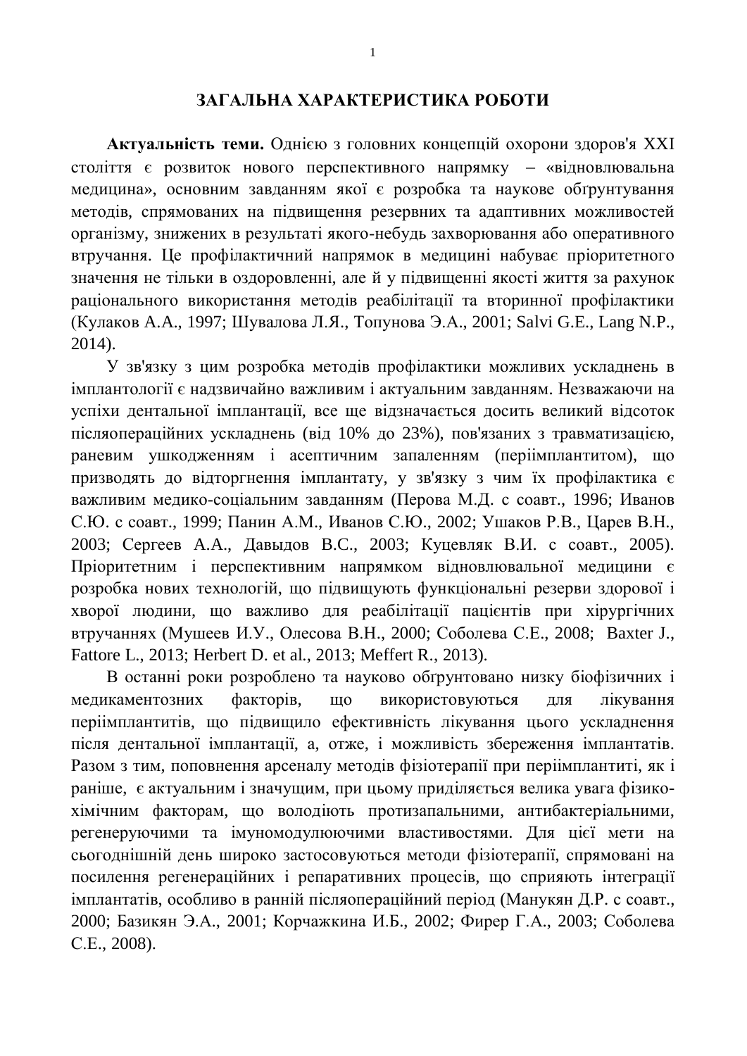## ЗАГАЛЬНА ХАРАКТЕРИСТИКА РОБОТИ

**Актуальність теми.** Однією з головних концепцій охорони здоров'я XXI століття є розвиток нового перспективного напрямку – «відновлювальна медицина», основним завданням якої є розробка та наукове обґрунтування методів, спрямованих на підвищення резервних та адаптивних можливостей організму, знижених в результаті якого-небудь захворювання або оперативного втручання. Це профілактичний напрямок в медицині набуває пріоритетного значення не тільки в оздоровленні, але й у підвищенні якості життя за рахунок раціонального використання методів реабілітації та вторинної профілактики (Кулаков А.А., 1997; Шувалова Л.Я., Топунова Э.А., 2001; Salvi G.E., Lang N.P., 2014).

У зв'язку з цим розробка методів профілактики можливих ускладнень в імплантології є надзвичайно важливим і актуальним завданням. Незважаючи на успіхи дентальної імплантації, все ще відзначається досить великий відсоток післяопераційних ускладнень (від 10% до 23%), пов'язаних з травматизацією, раневим ушкодженням і асептичним запаленням (періімплантитом), що призводять до відторгнення імплантату, у зв'язку з чим їх профілактика є важливим медико-соціальним завданням (Перова М.Д. с соавт., 1996; Иванов С.Ю. с соавт., 1999; Панин А.М., Иванов С.Ю., 2002; Ушаков Р.В., Царев В.Н., 2003; Сергеев А.А., Давыдов В.С., 2003; Куцевляк В.И. с соавт., 2005). Пріоритетним і перспективним напрямком відновлювальної медицини є розробка нових технологій, що підвищують функціональні резерви здорової і хворої людини, що важливо для реабілітації пацієнтів при хірургічних втручаннях (Мушеев И.У., Олесова В.Н., 2000; Соболева С.Е., 2008; Baxter J., Fattore L., 2013; Herbert D. et al., 2013; Meffert R., 2013).

В останні роки розроблено та науково обґрунтовано низку біофізичних і медикаментозних факторів, що використовуються для лікування періімплантитів, що підвищило ефективність лікування цього ускладнення після дентальної імплантації, а, отже, і можливість збереження імплантатів. Разом з тим, поповнення арсеналу методів фізіотерапії при періімплантиті, як і раніше, є актуальним і значущим, при цьому приділяється велика увага фізико-хімічним факторам, що володіють протизапальними, антибактеріальними, регенеруючими та імуномодулюючими властивостями. Для цієї мети на сьогоднішній день широко застосовуються методи фізіотерапії, спрямовані на посилення регенераційних і репаративних процесів, що сприяють інтеграції імплантатів, особливо в ранній післяопераційний період (Манукян Д.Р. с соавт., 2000; Базикян Э.А., 2001; Корчажкина И.Б., 2002; Фирер Г.А., 2003; Соболева С.Е., 2008).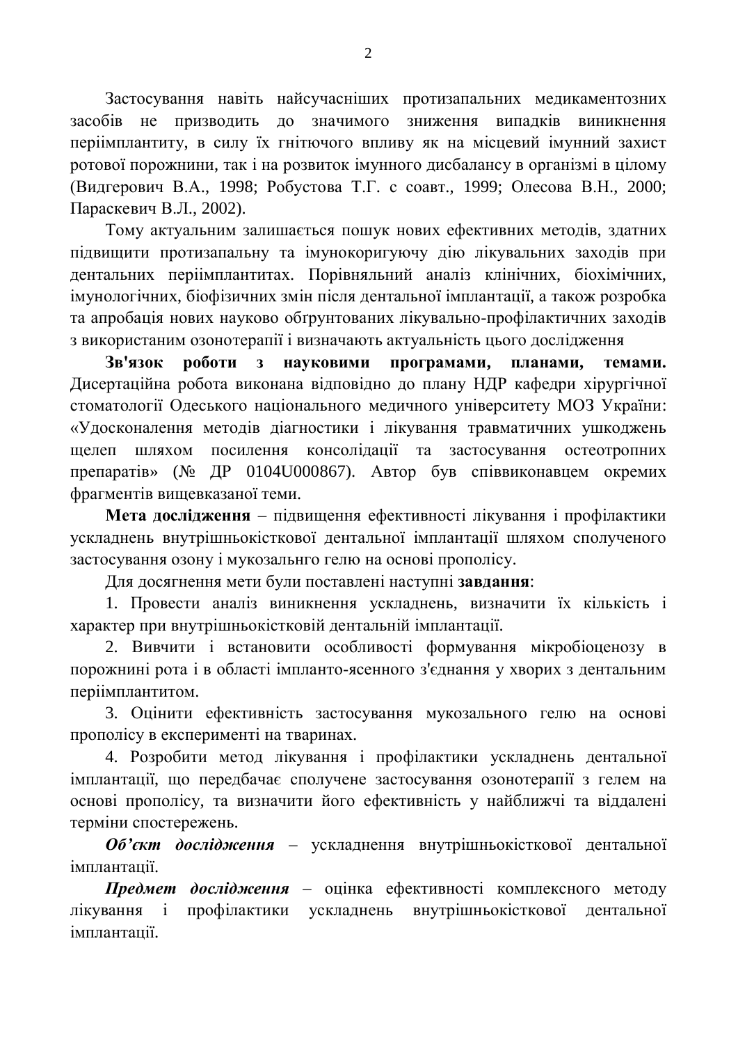Застосування навіть найсучасніших протизапальних медикаментозних засобів не призводить до значимого зниження випадків виникнення періімплантиту, в силу їх гнітючого впливу як на місцевий імунний захист ротової порожнини, так і на розвиток імунного дисбалансу в організмі в цілому (Видгерович В.А., 1998; Робустова Т.Г. с соавт., 1999; Олесова В.Н., 2000; Параскевич В.Л., 2002).

Тому актуальним залишається пошук нових ефективних методів, здатних підвищити протизапальну та імунокоригуючу дію лікувальних заходів при дентальних періімплантитах. Порівняльний аналіз клінічних, біохімічних, імунологічних, біофізичних змін після дентальної імплантації, а також розробка та апробація нових науково обґрунтованих лікувально-профілактичних заходів з використаним озонотерапії і визначають актуальність цього дослідження

**Зв'язок роботи з науковими програмами, планами, темами.** Дисертаційна робота виконана відповідно до плану НДР кафедри хірургічної стоматології Одеського національного медичного університету МОЗ України: «Удосконалення методів діагностики і лікування травматичних ушкоджень щелеп шляхом посилення консолідації та застосування остеотропних препаратів» (№ ДР 0104U000867). Автор був співвиконавцем окремих фрагментів вищевказаної теми.

**Мета дослідження** – підвищення ефективності лікування і профілактики ускладнень внутрішньокісткової дентальної імплантації шляхом сполученого застосування озону і мукозальнго гелю на основі прополісу.

Для досягнення мети були поставлені наступні **завдання**:

1. Провести аналіз виникнення ускладнень, визначити їх кількість і характер при внутрішньокістковій дентальній імплантації.

2. Вивчити і встановити особливості формування мікробіоценозу в порожнині рота і в області імпланто-ясенного з'єднання у хворих з дентальним періімплантитом.

3. Оцінити ефективність застосування мукозального гелю на основі прополісу в експерименті на тваринах.

4. Розробити метод лікування і профілактики ускладнень дентальної імплантації, що передбачає сполучене застосування озонотерапії з гелем на основі прополісу, та визначити його ефективність у найближчі та віддалені терміни спостережень.

***Об'єкт дослідження*** – ускладнення внутрішньокісткової дентальної імплантації.

***Предмет дослідження*** – оцінка ефективності комплексного методу лікування і профілактики ускладнень внутрішньокісткової дентальної імплантації.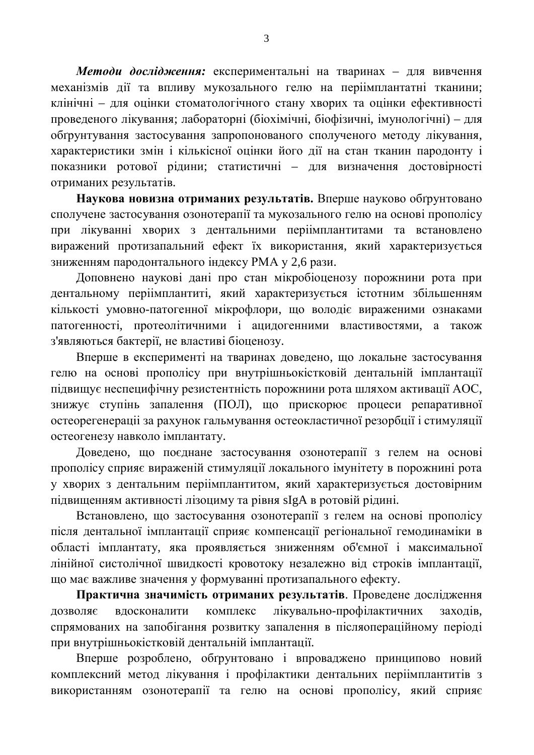***Методи дослідження:*** експериментальні на тваринах – для вивчення механізмів дії та впливу мукозального гелю на періімплантатні тканини; клінічні – для оцінки стоматологічного стану хворих та оцінки ефективності проведеного лікування; лабораторні (біохімічні, біофізичні, імунологічні) – для обґрунтування застосування запропонованого сполученого методу лікування, характеристики змін і кількісної оцінки його дії на стан тканин пародонту і показники ротової рідини; статистичні – для визначення достовірності отриманих результатів.

**Наукова новизна отриманих результатів.** Вперше науково обґрунтовано сполучене застосування озонотерапії та мукозального гелю на основі прополісу при лікуванні хворих з дентальними періімплантитами та встановлено виражений протизапальний ефект їх використання, який характеризується зниженням пародонтального індексу РМА у 2,6 рази.

Доповнено наукові дані про стан мікробіоценозу порожнини рота при дентальному періімплантиті, який характеризується істотним збільшенням кількості умовно-патогенної мікрофлори, що володіє вираженими ознаками патогенності, протеолітичними і ацидогенними властивостями, а також з'являються бактерії, не властиві біоценозу.

Вперше в експерименті на тваринах доведено, що локальне застосування гелю на основі прополісу при внутрішньокістковій дентальній імплантації підвищує неспецифічну резистентність порожнини рота шляхом активації АОС, знижує ступінь запалення (ПОЛ), що прискорює процеси репаративної остеорегенерації за рахунок гальмування остеокластичної резорбції і стимуляції остеогенезу навколо імплантату.

Доведено, що поєднане застосування озонотерапії з гелем на основі прополісу сприяє вираженій стимуляції локального імунітету в порожнині рота у хворих з дентальним періімплантитом, який характеризується достовірним підвищенням активності лізоциму та рівня sIgA в ротовій рідині.

Встановлено, що застосування озонотерапії з гелем на основі прополісу після дентальної імплантації сприяє компенсації регіональної гемодинаміки в області імплантату, яка проявляється зниженням об'ємної і максимальної лінійної систолічної швидкості кровотоку незалежно від строків імплантації, що має важливе значення у формуванні протизапального ефекту.

**Практична значимість отриманих результатів**. Проведене дослідження дозволяє вдосконалити комплекс лікувально-профілактичних заходів, спрямованих на запобігання розвитку запалення в післяопераційному періоді при внутрішньокістковій дентальній імплантації.

Вперше розроблено, обгрунтовано і впроваджено принципово новий комплексний метод лікування і профілактики дентальних періімплантитів з використанням озонотерапії та гелю на основі прополісу, який сприяє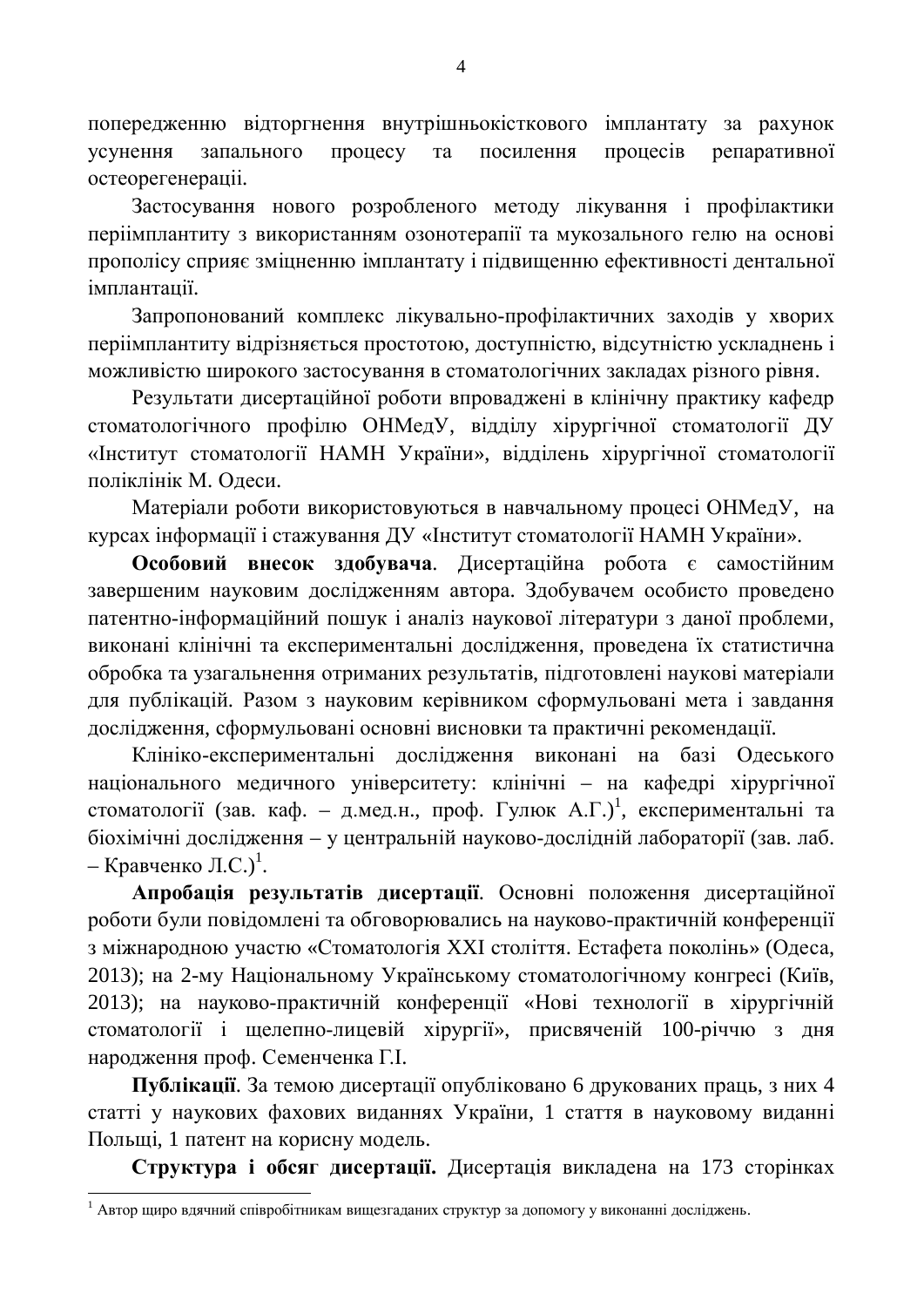попередженню відторгнення внутрішньокісткового імплантату за рахунок усунення запального процесу та посилення процесів репаративної остеорегенераціі.

Застосування нового розробленого методу лікування і профілактики періімплантиту з використанням озонотерапії та мукозального гелю на основі прополісу сприяє зміцненню імплантату і підвищенню ефективності дентальної імплантації.

Запропонований комплекс лікувально-профілактичних заходів у хворих періімплантиту відрізняється простотою, доступністю, відсутністю ускладнень і можливістю широкого застосування в стоматологічних закладах різного рівня.

Результати дисертаційної роботи впроваджені в клінічну практику кафедр стоматологічного профілю ОНМедУ, відділу хірургічної стоматології ДУ «Інститут стоматології НАМН України», відділень хірургічної стоматології поліклінік М. Одеси.

Матеріали роботи використовуються в навчальному процесі ОНМедУ, на курсах інформації і стажування ДУ «Інститут стоматології НАМН України».

**Особовий внесок здобувача**. Дисертаційна робота є самостійним завершеним науковим дослідженням автора. Здобувачем особисто проведено патентно-інформаційний пошук і аналіз наукової літератури з даної проблеми, виконані клінічні та експериментальні дослідження, проведена їх статистична обробка та узагальнення отриманих результатів, підготовлені наукові матеріали для публікацій. Разом з науковим керівником сформульовані мета і завдання дослідження, сформульовані основні висновки та практичні рекомендації.

Клініко-експериментальні дослідження виконані на базі Одеського національного медичного університету: клінічні – на кафедрі хірургічної стоматології (зав. каф. – д.мед.н., проф. Гулюк А.Г.)[1], експериментальні та біохімічні дослідження – у центральній науково-дослідній лабораторії (зав. лаб. – Кравченко Л.С.)[1].

**Апробація результатів дисертації**. Основні положення дисертаційної роботи були повідомлені та обговорювались на науково-практичній конференції з міжнародною участю «Стоматологія XXI століття. Естафета поколінь» (Одеса, 2013); на 2-му Національному Українському стоматологічному конгресі (Київ, 2013); на науково-практичній конференції «Нові технології в хірургічній стоматології і щелепно-лицевій хірургії», присвяченій 100-річчю з дня народження проф. Семенченка Г.І.

**Публікації**. За темою дисертації опубліковано 6 друкованих праць, з них 4 статті у наукових фахових виданнях України, 1 стаття в науковому виданні Польщі, 1 патент на корисну модель.

**Структура і обсяг дисертації.** Дисертація викладена на 173 сторінках

---

[1] Автор щиро вдячний співробітникам вищезгаданих структур за допомогу у виконанні досліджень.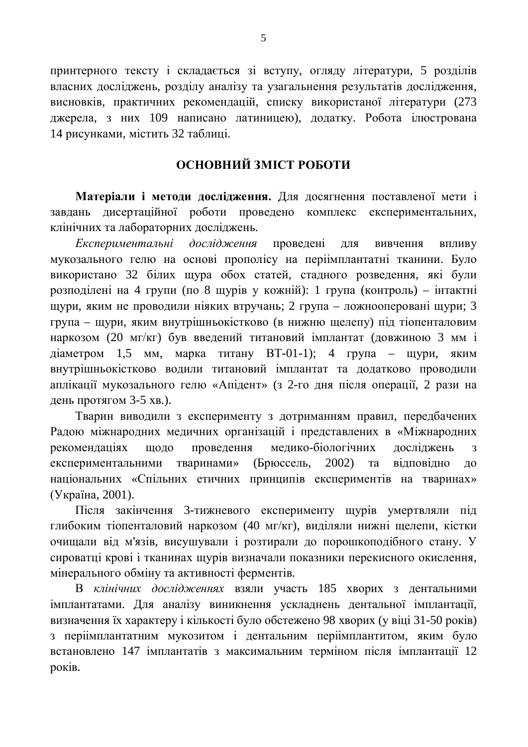принтерного тексту і складається зі вступу, огляду літератури, 5 розділів власних досліджень, розділу аналізу та узагальнення результатів дослідження, висновків, практичних рекомендацій, списку використаної літератури (273 джерела, з них 109 написано латиницею), додатку. Робота ілюстрована 14 рисунками, містить 32 таблиці.

## ОСНОВНИЙ ЗМІСТ РОБОТИ

**Матеріали і методи дослідження.** Для досягнення поставленої мети і завдань дисертаційної роботи проведено комплекс експериментальних, клінічних та лабораторних досліджень.

*Експериментальні дослідження* проведені для вивчення впливу мукозального гелю на основі прополісу на періімплантатні тканини. Було використано 32 білих щура обох статей, стадного розведення, які були розподілені на 4 групи (по 8 щурів у кожній): 1 група (контроль) – інтактні щури, яким не проводили ніяких втручань; 2 група – ложнооперовані щури; 3 група – щури, яким внутрішньокістково (в нижню щелепу) під тіопенталовим наркозом (20 мг/кг) був введений титановий імплантат (довжиною 3 мм і діаметром 1,5 мм, марка титану ВТ-01-1); 4 група – щури, яким внутрішньокістково водили титановий імплантат та додатково проводили аплікації мукозального гелю «Апідент» (з 2-го дня після операції, 2 рази на день протягом 3-5 хв.).

Тварин виводили з експерименту з дотриманням правил, передбачених Радою міжнародних медичних організацій і представлених в «Міжнародних рекомендаціях щодо проведення медико-біологічних досліджень з експериментальними тваринами» (Брюссель, 2002) та відповідно до національних «Спільних етичних принципів експериментів на тваринах» (Україна, 2001).

Після закінчення 3-тижневого експерименту щурів умертвляли під глибоким тіопенталовий наркозом (40 мг/кг), виділяли нижні щелепи, кістки очищали від м'язів, висушували і розтирали до порошкоподібного стану. У сироватці крові і тканинах щурів визначали показники перекисного окислення, мінерального обміну та активності ферментів.

В *клінічних дослідженнях* взяли участь 185 хворих з дентальними імплантатами. Для аналізу виникнення ускладнень дентальної імплантації, визначення їх характеру і кількості було обстежено 98 хворих (у віці 31-50 років) з періімплантатним мукозитом і дентальним періімплантитом, яким було встановлено 147 імплантатів з максимальним терміном після імплантації 12 років.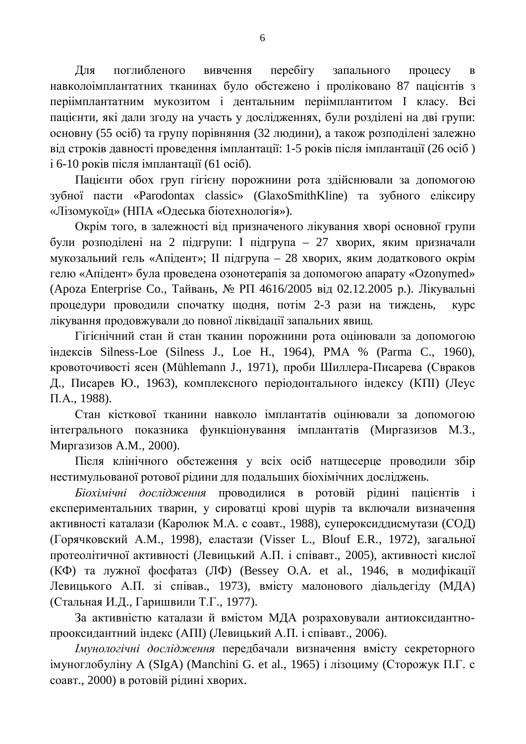Для поглибленого вивчення перебігу запального процесу в навколоімплантатних тканинах було обстежено і проліковано 87 пацієнтів з періімплантатним мукозитом і дентальним періімплантитом I класу. Всі пацієнти, які дали згоду на участь у дослідженнях, були розділені на дві групи: основну (55 осіб) та групу порівняння (32 людини), а також розподілені залежно від строків давності проведення імплантації: 1-5 років після імплантації (26 осіб ) і 6-10 років після імплантації (61 осіб).

Пацієнти обох груп гігієну порожнини рота здійснювали за допомогою зубної пасти «Parodontax classic» (GlaxoSmithKline) та зубного еліксиру «Лізомукоїд» (НПА «Одеська біотехнологія»).

Окрім того, в залежності від призначеного лікування хворі основної групи були розподілені на 2 підгрупи: I підгрупа – 27 хворих, яким призначали мукозальний гель «Апідент»; II підгрупа – 28 хворих, яким додаткового окрім гелю «Апідент» була проведена озонотерапія за допомогою апарату «Ozonymed» (Apoza Enterprise Co., Тайвань, № РП 4616/2005 від 02.12.2005 р.). Лікувальні процедури проводили спочатку щодня, потім 2-3 рази на тиждень, курс лікування продовжували до повної ліквідації запальних явищ.

Гігієнічний стан й стан тканин порожнини рота оцінювали за допомогою індексів Silness-Loe (Silness J., Loe H., 1964), PMA % (Parma C., 1960), кровоточивості ясен (Mühlemann J., 1971), проби Шиллера-Писарева (Свраков Д., Писарев Ю., 1963), комплексного періодонтального індексу (КПІ) (Леус П.А., 1988).

Стан кісткової тканини навколо імплантатів оцінювали за допомогою інтегрального показника функціонування імплантатів (Миргазизов М.З., Миргазизов А.М., 2000).

Після клінічного обстеження у всіх осіб натщесерце проводили збір нестимульованої ротової рідини для подальших біохімічних досліджень.

*Біохімічні дослідження* проводилися в ротовій рідині пацієнтів і експериментальних тварин, у сироватці крові щурів та включали визначення активності каталази (Каролюк М.А. с соавт., 1988), супероксиддисмутази (СОД) (Горячковский А.М., 1998), еластази (Visser L., Blouf E.R., 1972), загальної протеолітичної активності (Левицький А.П. і співавт., 2005), активності кислої (КФ) та лужної фосфатаз (ЛФ) (Bessey O.A. et al., 1946, в модифікації Левицького А.П. зі співав., 1973), вмісту малонового діальдегіду (МДА) (Стальная И.Д., Гаришвили Т.Г., 1977).

За активністю каталази й вмістом МДА розраховували антиоксидантно-прооксидантний індекс (АПІ) (Левицький А.П. і співавт., 2006).

*Імунологічні дослідження* передбачали визначення вмісту секреторного імуноглобуліну А (SIgA) (Manchini G. et al., 1965) і лізоциму (Сторожук П.Г. с соавт., 2000) в ротовій рідині хворих.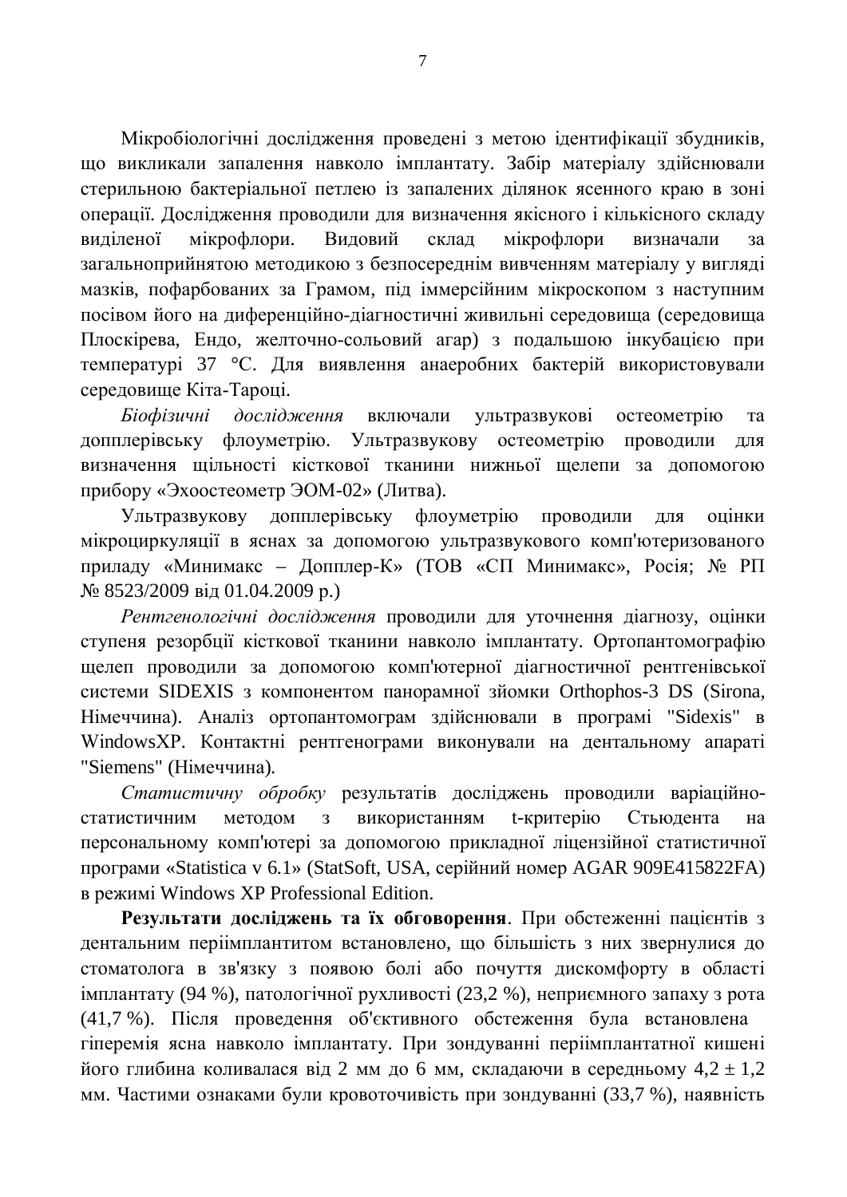Мікробіологічні дослідження проведені з метою ідентифікації збудників, що викликали запалення навколо імплантату. Забір матеріалу здійснювали стерильною бактеріальної петлею із запалених ділянок ясенного краю в зоні операції. Дослідження проводили для визначення якісного і кількісного складу виділеної мікрофлори. Видовий склад мікрофлори визначали за загальноприйнятою методикою з безпосереднім вивченням матеріалу у вигляді мазків, пофарбованих за Грамом, під імерсійним мікроскопом з наступним посівом його на диференційно-діагностичні живильні середовища (середовища Плоскірева, Ендо, желточно-сольовий агар) з подальшою інкубацією при температурі 37 °С. Для виявлення анаеробних бактерій використовували середовище Кіта-Тароці.

*Біофізичні дослідження* включали ультразвукові остеометрію та допплерівську флоуметрію. Ультразвукову остеометрію проводили для визначення щільності кісткової тканини нижньої щелепи за допомогою прибору «Эхоостеометр ЭОМ-02» (Литва).

Ультразвукову допплерівську флоуметрію проводили для оцінки мікроциркуляції в яснах за допомогою ультразвукового комп'ютеризованого приладу «Минимакс – Допплер-К» (ТОВ «СП Минимакс», Росія; № РП № 8523/2009 від 01.04.2009 р.)

*Рентгенологічні дослідження* проводили для уточнення діагнозу, оцінки ступеня резорбції кісткової тканини навколо імплантату. Ортопантомографію щелеп проводили за допомогою комп'ютерної діагностичної рентгенівської системи SIDEXIS з компонентом панорамної зйомки Orthophos-3 DS (Sirona, Німеччина). Аналіз ортопантомограм здійснювали в програмі "Sidexis" в WindowsXP. Контактні рентгенограми виконували на дентальному апараті "Siemens" (Німеччина).

*Статистичну обробку* результатів досліджень проводили варіаційно-статистичним методом з використанням t-критерію Стьюдента на персональному комп'ютері за допомогою прикладної ліцензійної статистичної програми «Statistica v 6.1» (StatSoft, USA, серійний номер AGAR 909E415822FA) в режимі Windows XP Professional Edition.

**Результати досліджень та їх обговорення**. При обстеженні пацієнтів з дентальним періімплантитом встановлено, що більшість з них звернулися до стоматолога в зв'язку з появою болі або почуття дискомфорту в області імплантату (94 %), патологічної рухливості (23,2 %), неприємного запаху з рота (41,7 %). Після проведення об'єктивного обстеження була встановлена гіперемія ясна навколо імплантату. При зондуванні періімплантатної кишені його глибина коливалася від 2 мм до 6 мм, складаючи в середньому 4,2 ± 1,2 мм. Частими ознаками були кровоточивість при зондуванні (33,7 %), наявність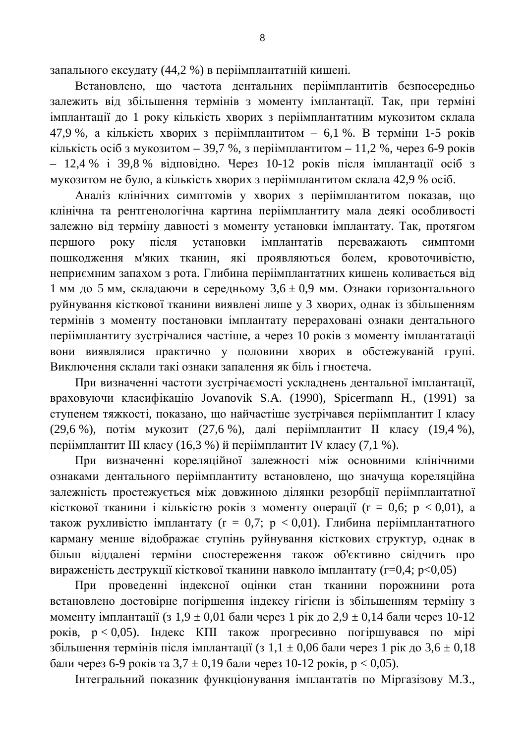запального ексудату (44,2 %) в періімплантатній кишені.

Встановлено, що частота дентальних періімплантитів безпосередньо залежить від збільшення термінів з моменту імплантації. Так, при терміні імплантації до 1 року кількість хворих з періімплантатним мукозитом склала 47,9 %, а кількість хворих з періімплантитом – 6,1 %. В терміни 1-5 років кількість осіб з мукозитом – 39,7 %, з періімплантитом – 11,2 %, через 6-9 років – 12,4 % і 39,8 % відповідно. Через 10-12 років після імплантації осіб з мукозитом не було, а кількість хворих з періімплантитом склала 42,9 % осіб.

Аналіз клінічних симптомів у хворих з періімплантитом показав, що клінічна та рентгенологічна картина періімплантиту мала деякі особливості залежно від терміну давності з моменту установки імплантату. Так, протягом першого року після установки імплантатів переважають симптоми пошкодження м'яких тканин, які проявляються болем, кровоточивістю, неприємним запахом з рота. Глибина періімплантатних кишень коливається від 1 мм до 5 мм, складаючи в середньому 3,6 ± 0,9 мм. Ознаки горизонтального руйнування кісткової тканини виявлені лише у 3 хворих, однак із збільшенням термінів з моменту постановки імплантату перераховані ознаки дентального періімплантиту зустрічалися частіше, а через 10 років з моменту імплантатації вони виявлялися практично у половини хворих в обстежуваній групі. Виключення склали такі ознаки запалення як біль і гноєтеча.

При визначенні частоти зустрічаємості ускладнень дентальної імплантації, враховуючи класифікацію Jovanovik S.A. (1990), Spicermann H., (1991) за ступенем тяжкості, показано, що найчастіше зустрічався періімплантит І класу (29,6 %), потім мукозит (27,6 %), далі періімплантит ІІ класу (19,4 %), періімплантит ІІІ класу (16,3 %) й періімплантит IV класу (7,1 %).

При визначенні кореляційної залежності між основними клінічними ознаками дентального періімплантиту встановлено, що значуща кореляційна залежність простежується між довжиною ділянки резорбції періімплантатної кісткової тканини і кількістю років з моменту операції ($r = 0,6$; $p < 0,01$), а також рухливістю імплантату ($r = 0,7$; $p < 0,01$). Глибина періімплантатного карману менше відображає ступінь руйнування кісткових структур, однак в більш віддалені терміни спостереження також об'єктивно свідчить про вираженість деструкції кісткової тканини навколо імплантату ($r=0,4$; $p<0,05$)

При проведенні індексної оцінки стан тканини порожнини рота встановлено достовірне погіршення індексу гігієни із збільшенням терміну з моменту імплантації (з 1,9 ± 0,01 бали через 1 рік до 2,9 ± 0,14 бали через 10-12 років, $p < 0,05$). Індекс КПІ також прогресивно погіршувався по мірі збільшення термінів після імплантації (з 1,1 ± 0,06 бали через 1 рік до 3,6 ± 0,18 бали через 6-9 років та 3,7 ± 0,19 бали через 10-12 років, $p < 0,05$).

Інтегральний показник функціонування імплантатів по Міргазізову М.З.,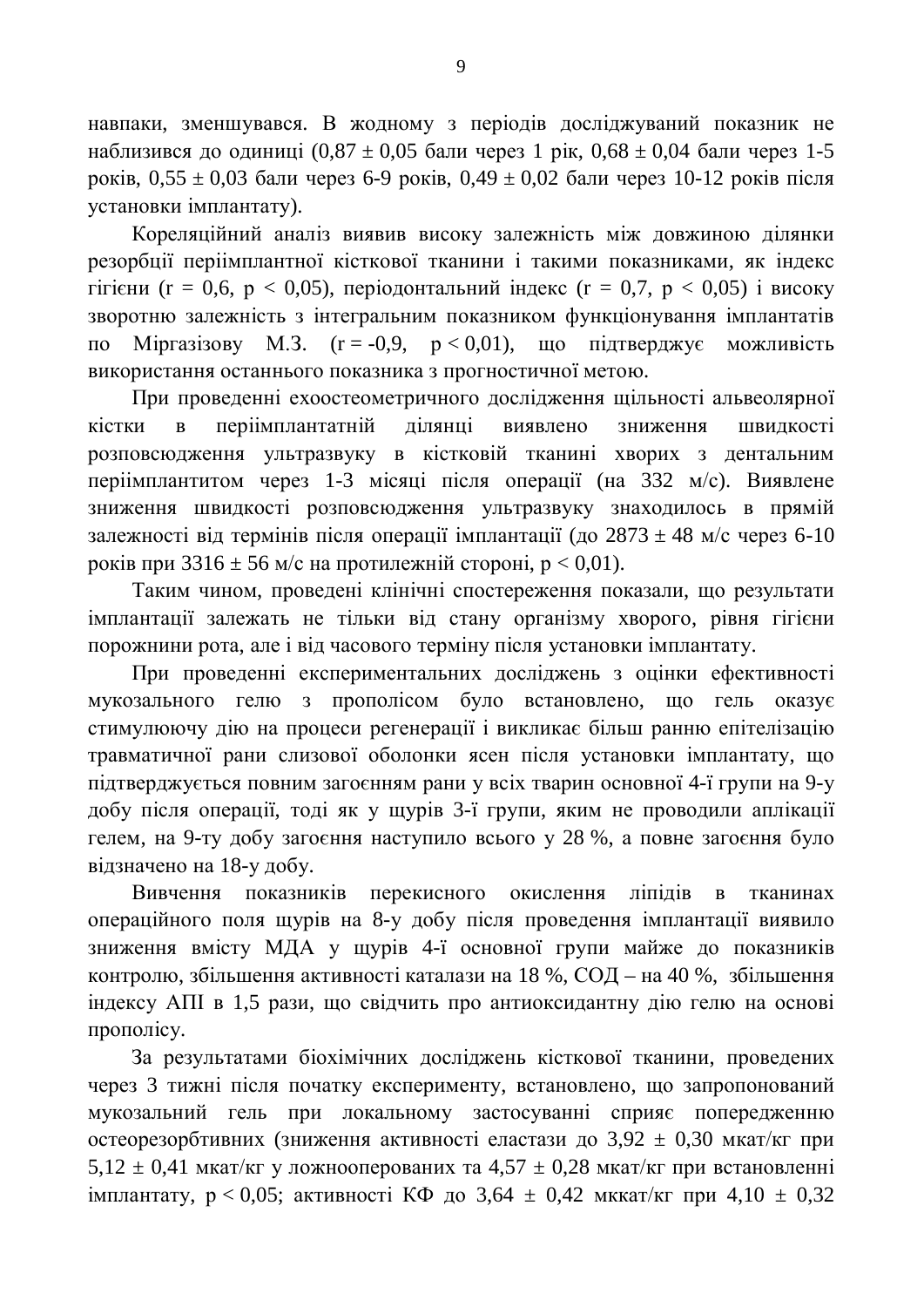навпаки, зменшувався. В жодному з періодів досліджуваний показник не наблизився до одиниці (0,87 ± 0,05 бали через 1 рік, 0,68 ± 0,04 бали через 1-5 років, 0,55 ± 0,03 бали через 6-9 років, 0,49 ± 0,02 бали через 10-12 років після установки імплантату).

Кореляційний аналіз виявив високу залежність між довжиною ділянки резорбції періімплантної кісткової тканини і такими показниками, як індекс гігієни ($r = 0,6$, $p < 0,05$), періодонтальний індекс ($r = 0,7$, $p < 0,05$) і високу зворотню залежність з інтегральним показником функціонування імплантатів по Міргазізову М.З. ($r = -0,9$, $p < 0,01$), що підтверджує можливість використання останнього показника з прогностичної метою.

При проведенні ехоостеометричного дослідження щільності альвеолярної кістки в періімплантатній ділянці виявлено зниження швидкості розповсюдження ультразвуку в кістковій тканині хворих з дентальним періімплантитом через 1-3 місяці після операції (на 332 м/с). Виявлене зниження швидкості розповсюдження ультразвуку знаходилось в прямій залежності від термінів після операції імплантації (до 2873 ± 48 м/с через 6-10 років при 3316 ± 56 м/с на протилежній стороні, $p < 0,01$).

Таким чином, проведені клінічні спостереження показали, що результати імплантації залежать не тільки від стану організму хворого, рівня гігієни порожнини рота, але і від часового терміну після установки імплантату.

При проведенні експериментальних досліджень з оцінки ефективності мукозального гелю з прополісом було встановлено, що гель оказує стимулюючу дію на процеси регенерації і викликає більш ранню епітелізацію травматичної рани слизової оболонки ясен після установки імплантату, що підтверджується повним загоєнням рани у всіх тварин основної 4-ї групи на 9-у добу після операції, тоді як у щурів 3-ї групи, яким не проводили аплікації гелем, на 9-ту добу загоєння наступило всього у 28 %, а повне загоєння було відзначено на 18-у добу.

Вивчення показників перекисного окислення ліпідів в тканинах операційного поля щурів на 8-у добу після проведення імплантації виявило зниження вмісту МДА у щурів 4-ї основної групи майже до показників контролю, збільшення активності каталази на 18 %, СОД – на 40 %, збільшення індексу АПІ в 1,5 рази, що свідчить про антиоксидантну дію гелю на основі прополісу.

За результатами біохімічних досліджень кісткової тканини, проведених через 3 тижні після початку експерименту, встановлено, що запропонований мукозальний гель при локальному застосуванні сприяє попередженню остеорезорбтивних (зниження активності еластази до 3,92 ± 0,30 мкат/кг при 5,12 ± 0,41 мкат/кг у ложнооперованих та 4,57 ± 0,28 мкат/кг при встановленні імплантату, $p < 0,05$; активності КФ до 3,64 ± 0,42 мккат/кг при 4,10 ± 0,32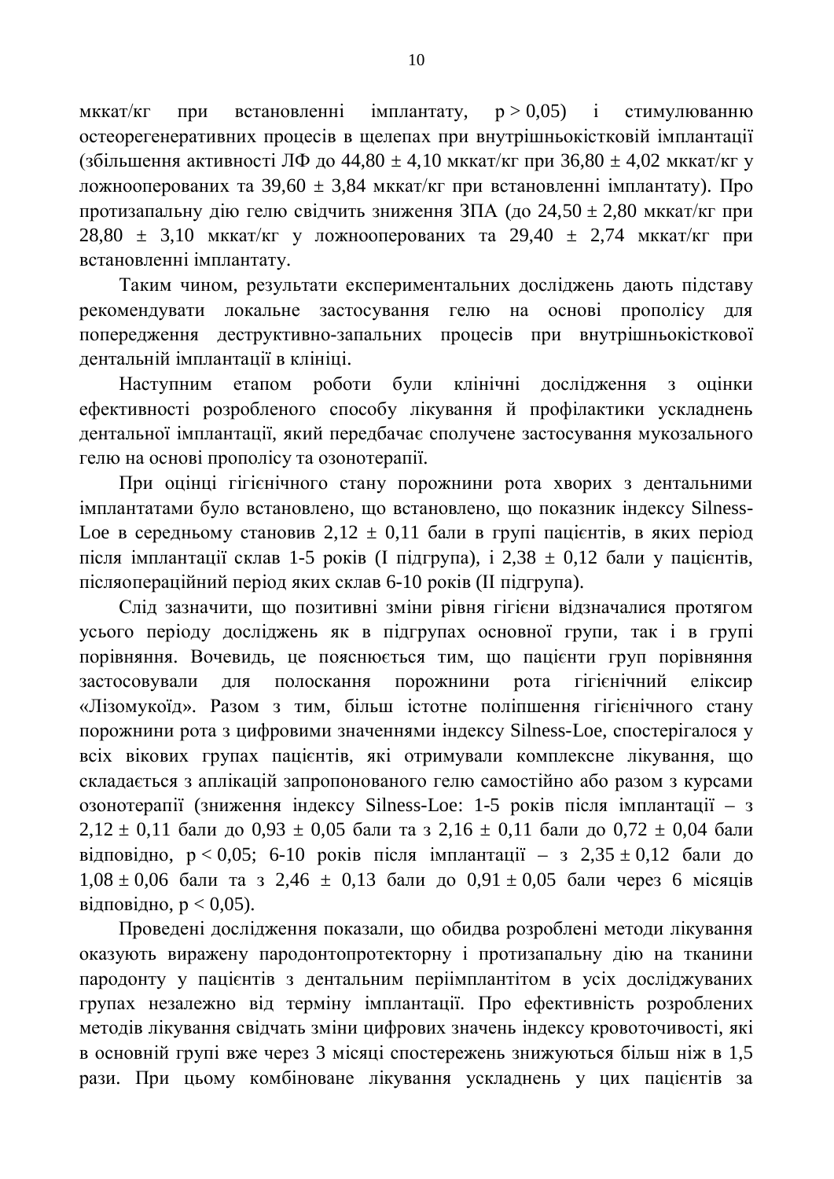мккат/кг при встановленні імплантату, $p > 0{,}05$) і стимулюванню остеорегенеративних процесів в щелепах при внутрішньокістковій імплантації (збільшення активності ЛФ до 44,80 ± 4,10 мккат/кг при 36,80 ± 4,02 мккат/кг у ложнооперованих та 39,60 ± 3,84 мккат/кг при встановленні імплантату). Про протизапальну дію гелю свідчить зниження ЗПА (до 24,50 ± 2,80 мккат/кг при 28,80 ± 3,10 мккат/кг у ложнооперованих та 29,40 ± 2,74 мккат/кг при встановленні імплантату.

Таким чином, результати експериментальних досліджень дають підставу рекомендувати локальне застосування гелю на основі прополісу для попередження деструктивно-запальних процесів при внутрішньокісткової дентальній імплантації в клініці.

Наступним етапом роботи були клінічні дослідження з оцінки ефективності розробленого способу лікування й профілактики ускладнень дентальної імплантації, який передбачає сполучене застосування мукозального гелю на основі прополісу та озонотерапії.

При оцінці гігієнічного стану порожнини рота хворих з дентальними імплантатами було встановлено, що встановлено, що показник індексу Silness-Loe в середньому становив 2,12 ± 0,11 бали в групі пацієнтів, в яких період після імплантації склав 1-5 років (І підгрупа), і 2,38 ± 0,12 бали у пацієнтів, післяопераційний період яких склав 6-10 років (ІІ підгрупа).

Слід зазначити, що позитивні зміни рівня гігієни відзначалися протягом усього періоду досліджень як в підгрупах основної групи, так і в групі порівняння. Вочевидь, це пояснюється тим, що пацієнти груп порівняння застосовували для полоскання порожнини рота гігієнічний еліксир «Лізомукоїд». Разом з тим, більш істотне поліпшення гігієнічного стану порожнини рота з цифровими значеннями індексу Silness-Loe, спостерігалося у всіх вікових групах пацієнтів, які отримували комплексне лікування, що складається з аплікацій запропонованого гелю самостійно або разом з курсами озонотерапії (зниження індексу Silness-Loe: 1-5 років після імплантації – з 2,12 ± 0,11 бали до 0,93 ± 0,05 бали та з 2,16 ± 0,11 бали до 0,72 ± 0,04 бали відповідно, $p < 0{,}05$; 6-10 років після імплантації – з 2,35 ± 0,12 бали до 1,08 ± 0,06 бали та з 2,46 ± 0,13 бали до 0,91 ± 0,05 бали через 6 місяців відповідно, $p < 0{,}05$).

Проведені дослідження показали, що обидва розроблені методи лікування оказують виражену пародонтопротекторну і протизапальну дію на тканини пародонту у пацієнтів з дентальним періімплантітом в усіх досліджуваних групах незалежно від терміну імплантації. Про ефективність розроблених методів лікування свідчать зміни цифрових значень індексу кровоточивості, які в основній групі вже через 3 місяці спостережень знижуються більш ніж в 1,5 рази. При цьому комбіноване лікування ускладнень у цих пацієнтів за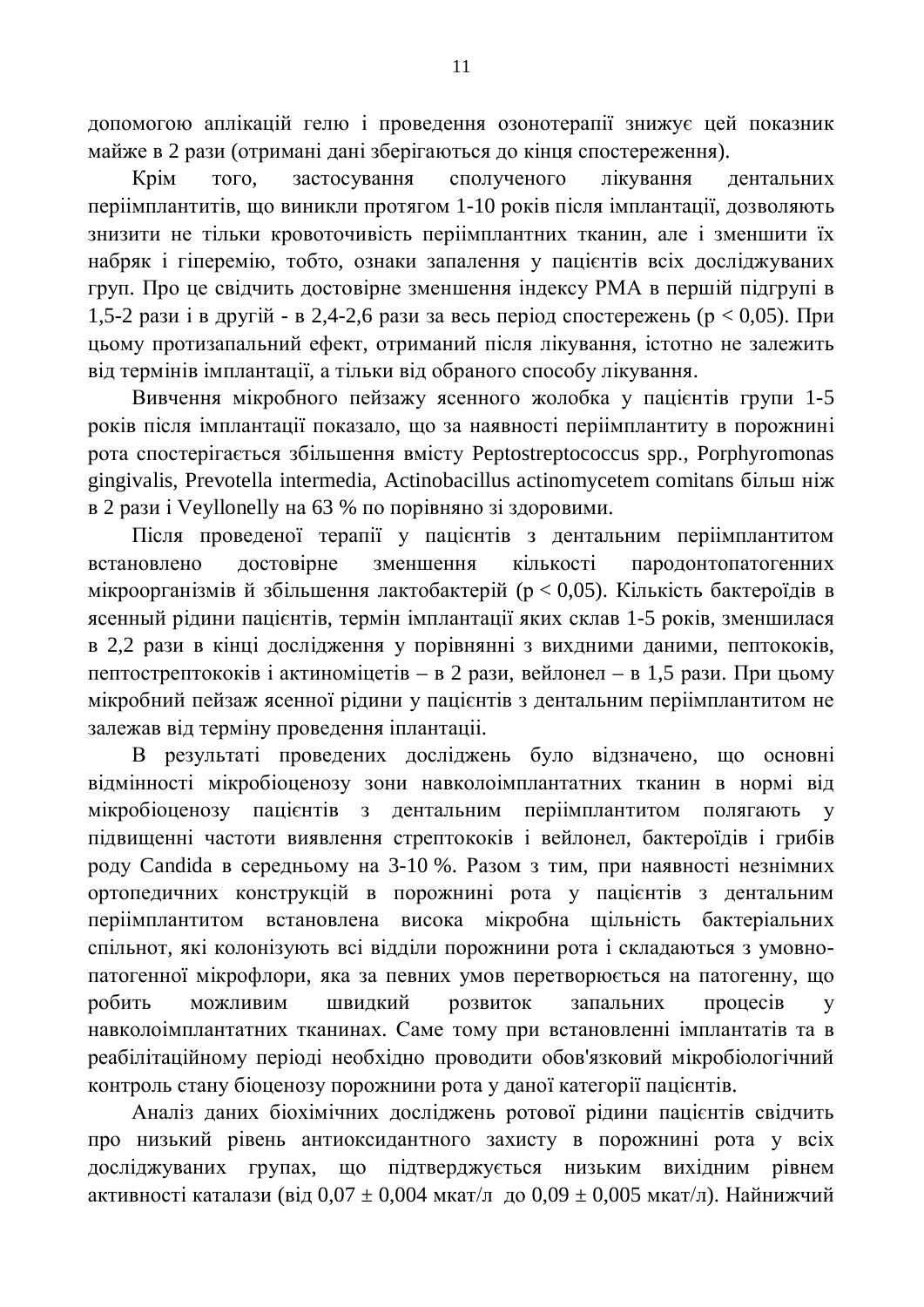допомогою аплікацій гелю і проведення озонотерапії знижує цей показник майже в 2 рази (отримані дані зберігаються до кінця спостереження).

Крім того, застосування сполученого лікування дентальних періімплантитів, що виникли протягом 1-10 років після імплантації, дозволяють знизити не тільки кровоточивість періімплантних тканин, але і зменшити їх набряк і гіперемію, тобто, ознаки запалення у пацієнтів всіх досліджуваних груп. Про це свідчить достовірне зменшення індексу РМА в першій підгрупі в 1,5-2 рази і в другій - в 2,4-2,6 рази за весь період спостережень ($p < 0,05$). При цьому протизапальний ефект, отриманий після лікування, істотно не залежить від термінів імплантації, а тільки від обраного способу лікування.

Вивчення мікробного пейзажу ясенного жолобка у пацієнтів групи 1-5 років після імплантації показало, що за наявності періімплантиту в порожнині рота спостерігається збільшення вмісту Peptostreptococcus spp., Porphyromonas gingivalis, Prevotella intermedia, Actinobacillus actinomycetem comitans більш ніж в 2 рази і Veyllonelly на 63 % по порівняно зі здоровими.

Після проведеної терапії у пацієнтів з дентальним періімплантитом встановлено достовірне зменшення кількості пародонтопатогенних мікроорганізмів й збільшення лактобактерій ($p < 0,05$). Кількість бактероїдів в ясенный рідини пацієнтів, термін імплантації яких склав 1-5 років, зменшилася в 2,2 рази в кінці дослідження у порівнянні з вихдними даними, пептококів, пептострептококів і актиноміцетів – в 2 рази, вейлонел – в 1,5 рази. При цьому мікробний пейзаж ясенної рідини у пацієнтів з дентальним періімплантитом не залежав від терміну проведення іплантації.

В результаті проведених досліджень було відзначено, що основні відмінності мікробіоценозу зони навколоімплантатних тканин в нормі від мікробіоценозу пацієнтів з дентальним періімплантитом полягають у підвищенні частоти виявлення стрептококів і вейлонел, бактероїдів і грибів роду Candida в середньому на 3-10 %. Разом з тим, при наявності незнімних ортопедичних конструкцій в порожнині рота у пацієнтів з дентальним періімплантитом встановлена висока мікробна щільність бактеріальних спільнот, які колонізують всі відділи порожнини рота і складаються з умовно-патогенної мікрофлори, яка за певних умов перетворюється на патогенну, що робить можливим швидкий розвиток запальних процесів у навколоімплантатних тканинах. Саме тому при встановленні імплантатів та в реабілітаційному періоді необхідно проводити обов'язковий мікробіологічний контроль стану біоценозу порожнини рота у даної категорії пацієнтів.

Аналіз даних біохімічних досліджень ротової рідини пацієнтів свідчить про низький рівень антиоксидантного захисту в порожнині рота у всіх досліджуваних групах, що підтверджується низьким вихідним рівнем активності каталази (від $0,07 \pm 0,004$ мкат/л до $0,09 \pm 0,005$ мкат/л). Найнижчий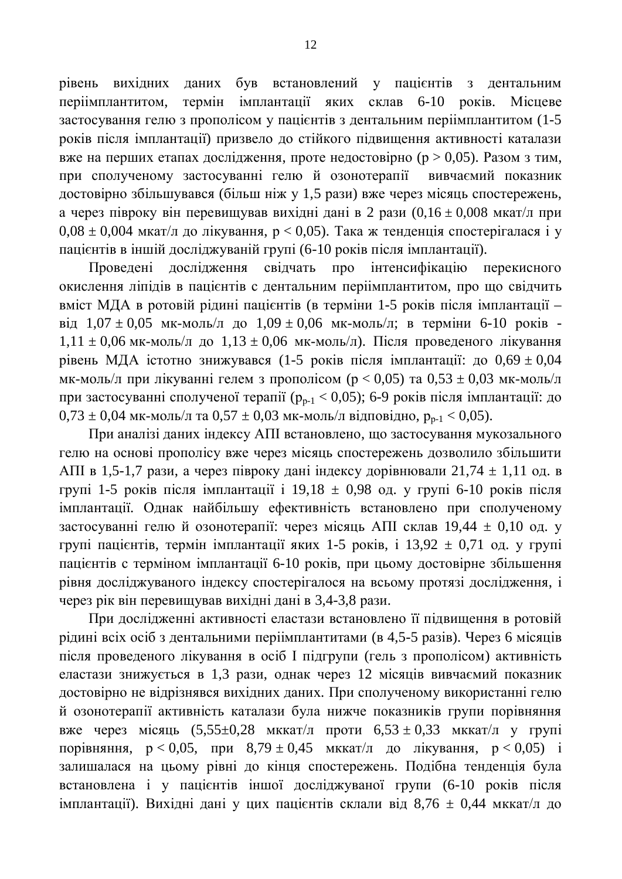рівень вихідних даних був встановлений у пацієнтів з дентальним периімплантитом, термін імплантації яких склав 6-10 років. Місцеве застосування гелю з прополісом у пацієнтів з дентальним периімплантитом (1-5 років після імплантації) призвело до стійкого підвищення активності каталази вже на перших етапах дослідження, проте недостовірно ($p > 0,05$). Разом з тим, при сполученому застосуванні гелю й озонотерапії вивчаємий показник достовірно збільшувався (більш ніж у 1,5 рази) вже через місяць спостережень, а через півроку він перевищував вихідні дані в 2 рази ($0,16 \pm 0,008$ мкат/л при $0,08 \pm 0,004$ мкат/л до лікування, $p < 0,05$). Така ж тенденція спостерігалася і у пацієнтів в іншій досліджуваній групі (6-10 років після імплантації).

Проведені дослідження свідчать про інтенсифікацію перекисного окислення ліпідів в пацієнтів с дентальним периімплантитом, про що свідчить вміст МДА в ротовій рідині пацієнтів (в терміни 1-5 років після імплантації – від $1,07 \pm 0,05$ мк-моль/л до $1,09 \pm 0,06$ мк-моль/л; в терміни 6-10 років - $1,11 \pm 0,06$ мк-моль/л до $1,13 \pm 0,06$ мк-моль/л). Після проведеного лікування рівень МДА істотно знижувався (1-5 років після імплантації: до $0,69 \pm 0,04$ мк-моль/л при лікуванні гелем з прополісом ($p < 0,05$) та $0,53 \pm 0,03$ мк-моль/л при застосуванні сполученої терапії ($p_{p\text{-}1} < 0,05$); 6-9 років після імплантації: до $0,73 \pm 0,04$ мк-моль/л та $0,57 \pm 0,03$ мк-моль/л відповідно, $p_{p\text{-}1} < 0,05$).

При аналізі даних індексу АПІ встановлено, що застосування мукозального гелю на основі прополісу вже через місяць спостережень дозволило збільшити АПІ в 1,5-1,7 рази, а через півроку дані індексу дорівнювали $21,74 \pm 1,11$ од. в групі 1-5 років після імплантації і $19,18 \pm 0,98$ од. у групі 6-10 років після імплантації. Однак найбільшу ефективність встановлено при сполученому застосуванні гелю й озонотерапії: через місяць АПІ склав $19,44 \pm 0,10$ од. у групі пацієнтів, термін імплантації яких 1-5 років, і $13,92 \pm 0,71$ од. у групі пацієнтів с терміном імплантації 6-10 років, при цьому достовірне збільшення рівня досліджуваного індексу спостерігалося на всьому протязі дослідження, і через рік він перевищував вихідні дані в 3,4-3,8 рази.

При дослідженні активності еластази встановлено її підвищення в ротовій рідині всіх осіб з дентальними периімплантитами (в 4,5-5 разів). Через 6 місяців після проведеного лікування в осіб I підгрупи (гель з прополісом) активність еластази знижується в 1,3 рази, однак через 12 місяців вивчаємий показник достовірно не відрізнявся вихідних даних. При сполученому використанні гелю й озонотерапії активність каталази була нижче показників групи порівняння вже через місяць ($5,55 \pm 0,28$ мккат/л проти $6,53 \pm 0,33$ мккат/л у групі порівняння, $p < 0,05$, при $8,79 \pm 0,45$ мккат/л до лікування, $p < 0,05$) і залишалася на цьому рівні до кінця спостережень. Подібна тенденція була встановлена і у пацієнтів іншої досліджуваної групи (6-10 років після імплантації). Вихідні дані у цих пацієнтів склали від $8,76 \pm 0,44$ мккат/л до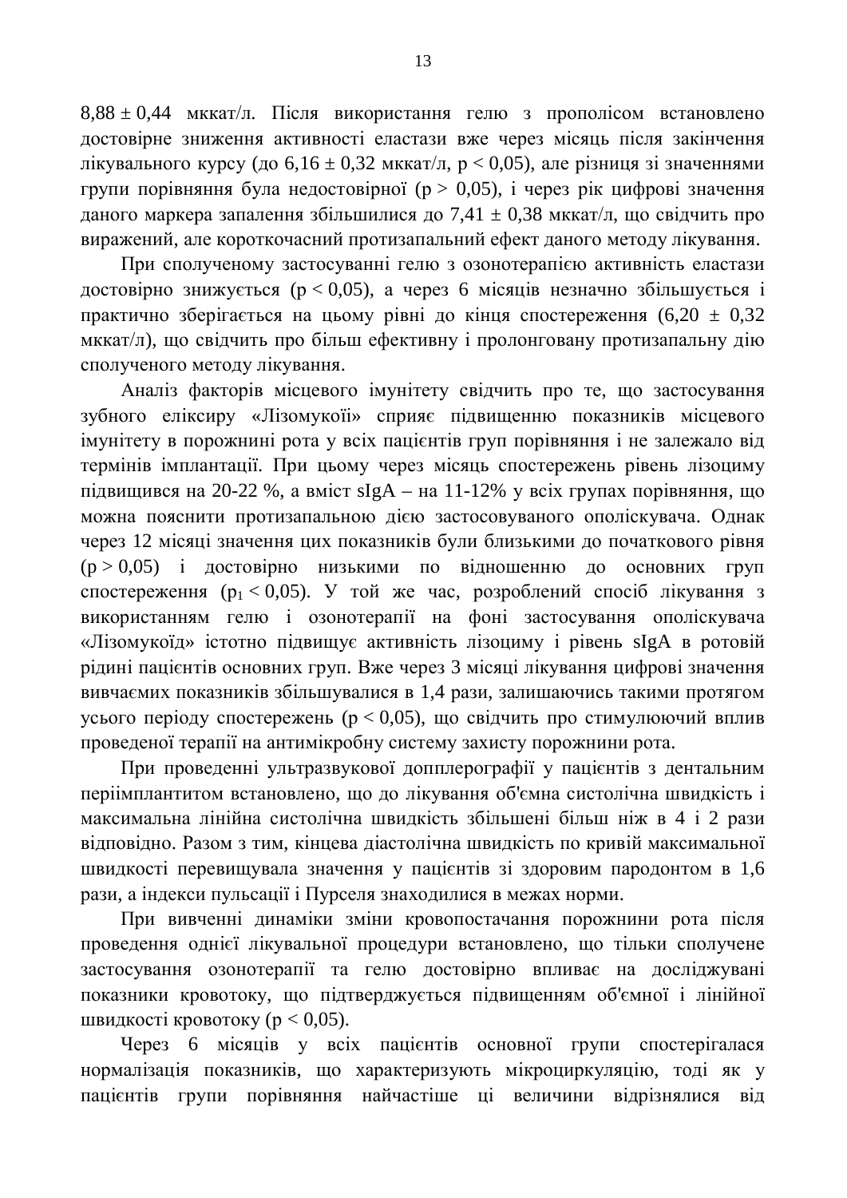8,88 ± 0,44 мккат/л. Після використання гелю з прополісом встановлено достовірне зниження активності еластази вже через місяць після закінчення лікувального курсу (до 6,16 ± 0,32 мккат/л, $p < 0,05$), але різниця зі значеннями групи порівняння була недостовірної ($p > 0,05$), і через рік цифрові значення даного маркера запалення збільшилися до 7,41 ± 0,38 мккат/л, що свідчить про виражений, але короткочасний протизапальний ефект даного методу лікування.

При сполученому застосуванні гелю з озонотерапією активність еластази достовірно знижується ($p < 0,05$), а через 6 місяців незначно збільшується і практично зберігається на цьому рівні до кінця спостереження (6,20 ± 0,32 мккат/л), що свідчить про більш ефективну і пролонговану протизапальну дію сполученого методу лікування.

Аналіз факторів місцевого імунітету свідчить про те, що застосування зубного еліксиру «Лізомукоїі» сприяє підвищенню показників місцевого імунітету в порожнині рота у всіх пацієнтів груп порівняння і не залежало від термінів імплантації. При цьому через місяць спостережень рівень лізоциму підвищився на 20-22 %, а вміст sIgA – на 11-12% у всіх групах порівняння, що можна пояснити протизапальною дією застосовуваного ополіскувача. Однак через 12 місяці значення цих показників були близькими до початкового рівня ($p > 0,05$) і достовірно низькими по відношенню до основних груп спостереження ($p_1 < 0,05$). У той же час, розроблений спосіб лікування з використанням гелю і озонотерапії на фоні застосування ополіскувача «Лізомукоїд» істотно підвищує активність лізоциму і рівень sIgA в ротовій рідині пацієнтів основних груп. Вже через 3 місяці лікування цифрові значення вивчаємих показників збільшувалися в 1,4 рази, залишаючись такими протягом усього періоду спостережень ($p < 0,05$), що свідчить про стимулюючий вплив проведеної терапії на антимікробну систему захисту порожнини рота.

При проведенні ультразвукової допплерографії у пацієнтів з дентальним періімплантитом встановлено, що до лікування об'ємна систолічна швидкість і максимальна лінійна систолічна швидкість збільшені більш ніж в 4 і 2 рази відповідно. Разом з тим, кінцева діастолічна швидкість по кривій максимальної швидкості перевищувала значення у пацієнтів зі здоровим пародонтом в 1,6 рази, а індекси пульсації і Пурселя знаходилися в межах норми.

При вивченні динаміки зміни кровопостачання порожнини рота після проведення однієї лікувальної процедури встановлено, що тільки сполучене застосування озонотерапії та гелю достовірно впливає на досліджувані показники кровотоку, що підтверджується підвищенням об'ємної і лінійної швидкості кровотоку ($p < 0,05$).

Через 6 місяців у всіх пацієнтів основної групи спостерігалася нормалізація показників, що характеризують мікроциркуляцію, тоді як у пацієнтів групи порівняння найчастіше ці величини відрізнялися від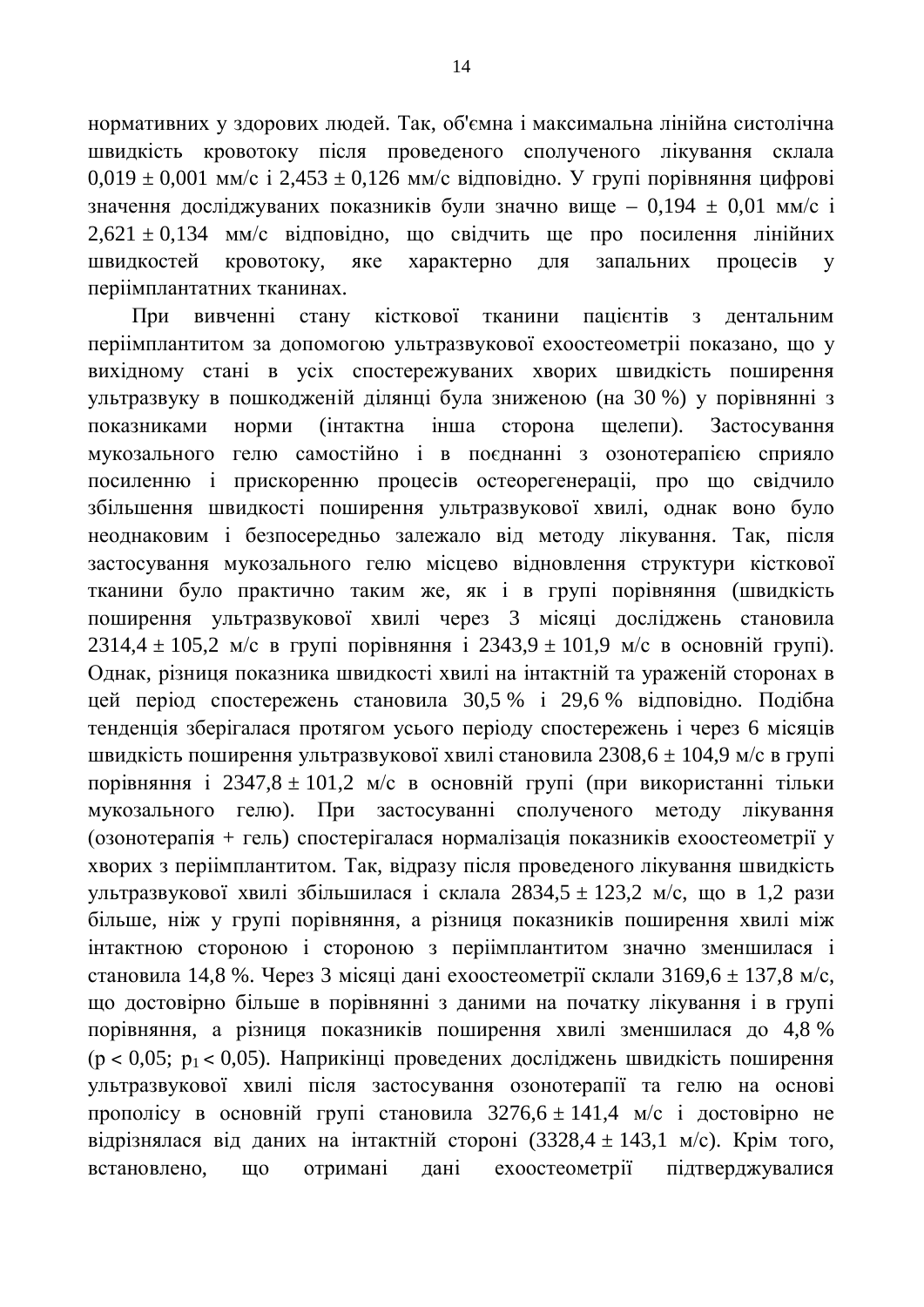нормативних у здорових людей. Так, об'ємна і максимальна лінійна систолічна швидкість кровотоку після проведеного сполученого лікування склала 0,019 ± 0,001 мм/с і 2,453 ± 0,126 мм/с відповідно. У групі порівняння цифрові значення досліджуваних показників були значно вище – 0,194 ± 0,01 мм/с і 2,621 ± 0,134 мм/с відповідно, що свідчить ще про посилення лінійних швидкостей кровотоку, яке характерно для запальних процесів у періімплантатних тканинах.

При вивченні стану кісткової тканини пацієнтів з дентальним періімплантитом за допомогою ультразвукової ехоостеометрії показано, що у вихідному стані в усіх спостережуваних хворих швидкість поширення ультразвуку в пошкодженій ділянці була зниженою (на 30 %) у порівнянні з показниками норми (інтактна інша сторона щелепи). Застосування мукозального гелю самостійно і в поєднанні з озонотерапією сприяло посиленню і прискоренню процесів остеорегенерації, про що свідчило збільшення швидкості поширення ультразвукової хвилі, однак воно було неоднаковим і безпосередньо залежало від методу лікування. Так, після застосування мукозального гелю місцево відновлення структури кісткової тканини було практично таким же, як і в групі порівняння (швидкість поширення ультразвукової хвилі через 3 місяці досліджень становила 2314,4 ± 105,2 м/с в групі порівняння і 2343,9 ± 101,9 м/с в основній групі). Однак, різниця показника швидкості хвилі на інтактній та ураженій сторонах в цей період спостережень становила 30,5 % і 29,6 % відповідно. Подібна тенденція зберігалася протягом усього періоду спостережень і через 6 місяців швидкість поширення ультразвукової хвилі становила 2308,6 ± 104,9 м/с в групі порівняння і 2347,8 ± 101,2 м/с в основній групі (при використанні тільки мукозального гелю). При застосуванні сполученого методу лікування (озонотерапія + гель) спостерігалася нормалізація показників ехоостеометрії у хворих з періімплантитом. Так, відразу після проведеного лікування швидкість ультразвукової хвилі збільшилася і склала 2834,5 ± 123,2 м/с, що в 1,2 рази більше, ніж у групі порівняння, а різниця показників поширення хвилі між інтактною стороною і стороною з періімплантитом значно зменшилася і становила 14,8 %. Через 3 місяці дані ехоостеометрії склали 3169,6 ± 137,8 м/с, що достовірно більше в порівнянні з даними на початку лікування і в групі порівняння, а різниця показників поширення хвилі зменшилася до 4,8 % ($p < 0,05$; $p_1 < 0,05$). Наприкінці проведених досліджень швидкість поширення ультразвукової хвилі після застосування озонотерапії та гелю на основі прополісу в основній групі становила 3276,6 ± 141,4 м/с і достовірно не відрізнялася від даних на інтактній стороні (3328,4 ± 143,1 м/с). Крім того, встановлено, що отримані дані ехоостеометрії підтверджувалися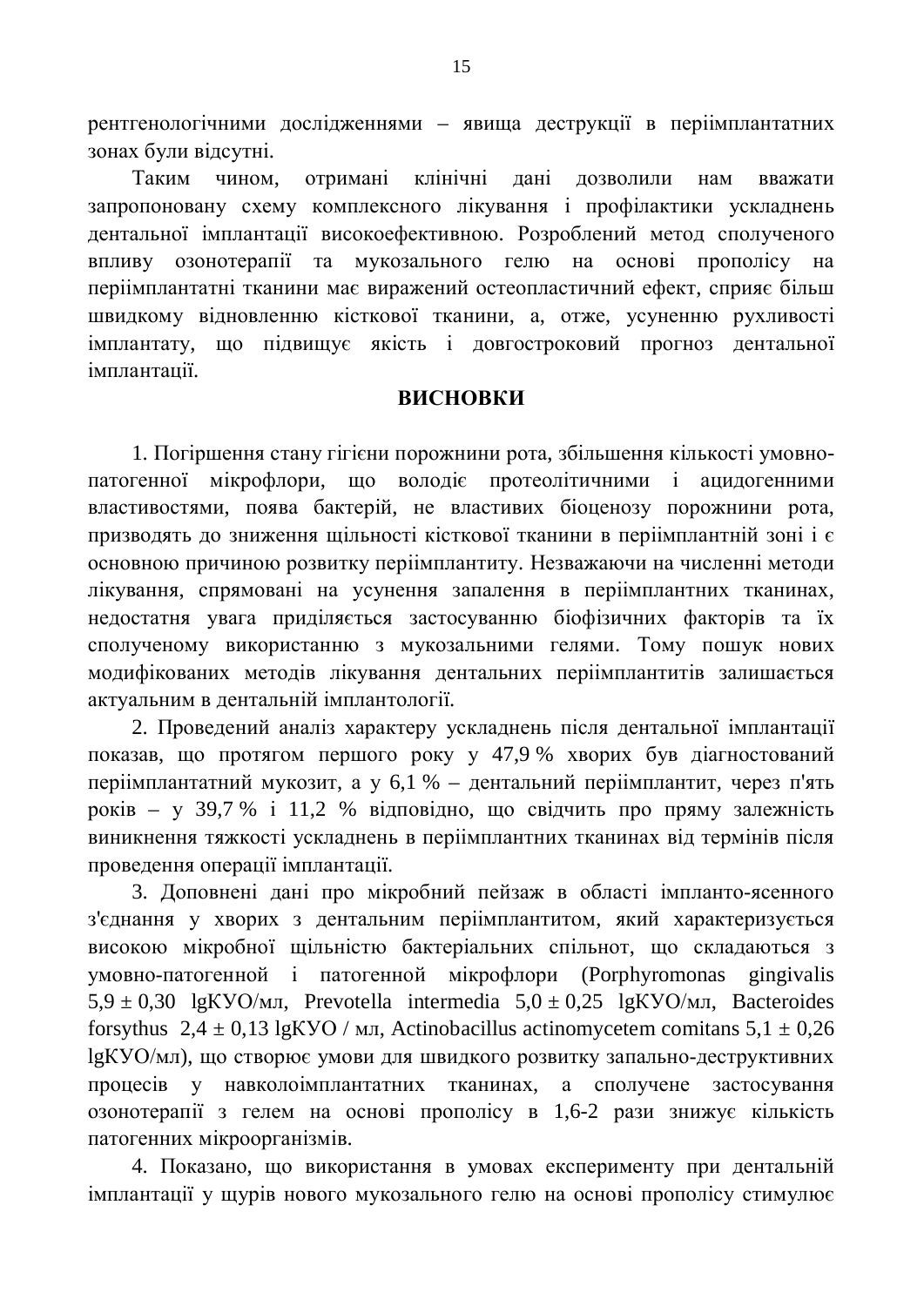рентгенологічними дослідженнями – явища деструкції в періімплантатних зонах були відсутні.

Таким чином, отримані клінічні дані дозволили нам вважати запропоновану схему комплексного лікування і профілактики ускладнень дентальної імплантації високоефективною. Розроблений метод сполученого впливу озонотерапії та мукозального гелю на основі прополісу на періімплантатні тканини має виражений остеопластичний ефект, сприяє більш швидкому відновленню кісткової тканини, а, отже, усуненню рухливості імплантату, що підвищує якість і довгостроковий прогноз дентальної імплантації.

## ВИСНОВКИ

1. Погіршення стану гігієни порожнини рота, збільшення кількості умовно-патогенної мікрофлори, що володіє протеолітичними і ацидогенними властивостями, поява бактерій, не властивих біоценозу порожнини рота, призводять до зниження щільності кісткової тканини в періімплантній зоні і є основною причиною розвитку періімплантиту. Незважаючи на численні методи лікування, спрямовані на усунення запалення в періімплантних тканинах, недостатня увага приділяється застосуванню біофізичних факторів та їх сполученому використанню з мукозальними гелями. Тому пошук нових модифікованих методів лікування дентальних періімплантитів залишається актуальним в дентальній імплантології.

2. Проведений аналіз характеру ускладнень після дентальної імплантації показав, що протягом першого року у 47,9 % хворих був діагностований періімплантатний мукозит, а у 6,1 % – дентальний періімплантит, через п'ять років – у 39,7 % і 11,2 % відповідно, що свідчить про пряму залежність виникнення тяжкості ускладнень в періімплантних тканинах від термінів після проведення операції імплантації.

3. Доповнені дані про мікробний пейзаж в області імпланто-ясенного з'єднання у хворих з дентальним періімплантитом, який характеризується високою мікробної щільністю бактеріальних спільнот, що складаються з умовно-патогенної і патогенної мікрофлори (Porphyromonas gingivalis 5,9 ± 0,30 lgКУО/мл, Prevotella intermedia 5,0 ± 0,25 lgКУО/мл, Bacteroides forsythus 2,4 ± 0,13 lgКУО / мл, Actinobacillus actinomycetem comitans 5,1 ± 0,26 lgКУО/мл), що створює умови для швидкого розвитку запально-деструктивних процесів у навколоімплантатних тканинах, а сполучене застосування озонотерапії з гелем на основі прополісу в 1,6-2 рази знижує кількість патогенних мікроорганізмів.

4. Показано, що використання в умовах експерименту при дентальній імплантації у щурів нового мукозального гелю на основі прополісу стимулює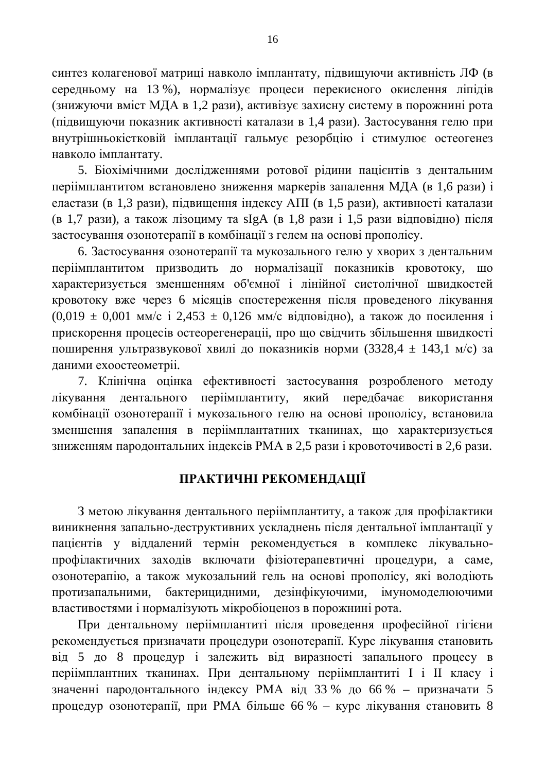синтез колагенової матриці навколо імплантату, підвищуючи активність ЛФ (в середньому на 13 %), нормалізує процеси перекисного окислення ліпідів (знижуючи вміст МДА в 1,2 рази), активізує захисну систему в порожнині рота (підвищуючи показник активності каталази в 1,4 рази). Застосування гелю при внутрішньокістковій імплантації гальмує резорбцію і стимулює остеогенез навколо імплантату.

5. Біохімічними дослідженнями ротової рідини пацієнтів з дентальним періімплантитом встановлено зниження маркерів запалення МДА (в 1,6 рази) і еластази (в 1,3 рази), підвищення індексу АПІ (в 1,5 рази), активності каталази (в 1,7 рази), а також лізоциму та sIgA (в 1,8 рази і 1,5 рази відповідно) після застосування озонотерапії в комбінації з гелем на основі прополісу.

6. Застосування озонотерапії та мукозального гелю у хворих з дентальним періімплантитом призводить до нормалізації показників кровотоку, що характеризується зменшенням об'ємної і лінійної систолічної швидкостей кровотоку вже через 6 місяців спостереження після проведеного лікування ($0{,}019 \pm 0{,}001$ мм/с і $2{,}453 \pm 0{,}126$ мм/с відповідно), а також до посилення і прискорення процесів остеорегенерації, про що свідчить збільшення швидкості поширення ультразвукової хвилі до показників норми ($3328{,}4 \pm 143{,}1$ м/с) за даними ехоостеометрії.

7. Клінічна оцінка ефективності застосування розробленого методу лікування дентального періімплантиту, який передбачає використання комбінації озонотерапії і мукозального гелю на основі прополісу, встановила зменшення запалення в періімплантатних тканинах, що характеризується зниженням пародонтальних індексів РМА в 2,5 рази і кровоточивості в 2,6 рази.

## ПРАКТИЧНІ РЕКОМЕНДАЦІЇ

З метою лікування дентального періімплантиту, а також для профілактики виникнення запально-деструктивних ускладнень після дентальної імплантації у пацієнтів у віддалений термін рекомендується в комплекс лікувально-профілактичних заходів включати фізіотерапевтичні процедури, а саме, озонотерапію, а також мукозальний гель на основі прополісу, які володіють протизапальними, бактерицидними, дезінфікуючими, імуномоделюючими властивостями і нормалізують мікробіоценоз в порожнині рота.

При дентальному періімплантиті після проведення професійної гігієни рекомендується призначати процедури озонотерапії. Курс лікування становить від 5 до 8 процедур і залежить від виразності запального процесу в періімплантних тканинах. При дентальному періімплантиті I і II класу і значенні пародонтального індексу РМА від 33 % до 66 % – призначати 5 процедур озонотерапії, при РМА більше 66 % – курс лікування становить 8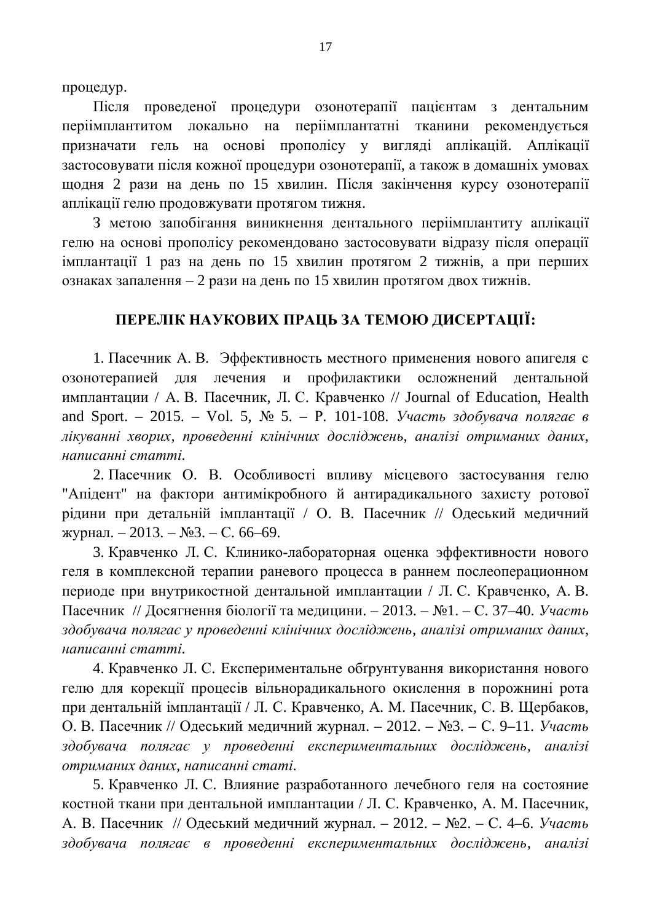процедур.

Після проведеної процедури озонотерапії пацієнтам з дентальним періімплантитом локально на періімплантатні тканини рекомендується призначати гель на основі прополісу у вигляді аплікацій. Аплікації застосовувати після кожної процедури озонотерапії, а також в домашніх умовах щодня 2 рази на день по 15 хвилин. Після закінчення курсу озонотерапії аплікації гелю продовжувати протягом тижня.

З метою запобігання виникнення дентального періімплантиту аплікації гелю на основі прополісу рекомендовано застосовувати відразу після операції імплантації 1 раз на день по 15 хвилин протягом 2 тижнів, а при перших ознаках запалення – 2 рази на день по 15 хвилин протягом двох тижнів.

## ПЕРЕЛІК НАУКОВИХ ПРАЦЬ ЗА ТЕМОЮ ДИСЕРТАЦІЇ:

1. Пасечник А. В. Эффективность местного применения нового апигеля с озонотерапией для лечения и профилактики осложнений дентальной имплантации / А. В. Пасечник, Л. С. Кравченко // Journal of Education, Health and Sport. – 2015. – Vol. 5, № 5. – P. 101-108. *Участь здобувача полягає в лікуванні хворих, проведенні клінічних досліджень, аналізі отриманих даних, написанні статті.*

2. Пасечник О. В. Особливості впливу місцевого застосування гелю "Апідент" на фактори антимікробного й антирадикального захисту ротової рідини при детальній імплантації / О. В. Пасечник // Одеський медичний журнал. – 2013. – №3. – С. 66–69.

3. Кравченко Л. С. Клинико-лабораторная оценка эффективности нового геля в комплексной терапии раневого процесса в раннем послеоперационном периоде при внутрикостной дентальной имплантации / Л. С. Кравченко, А. В. Пасечник // Досягнення біології та медицини. – 2013. – №1. – С. 37–40. *Участь здобувача полягає у проведенні клінічних досліджень, аналізі отриманих даних, написанні статті.*

4. Кравченко Л. С. Експериментальне обґрунтування використання нового гелю для корекції процесів вільнорадикального окислення в порожнині рота при дентальній імплантації / Л. С. Кравченко, А. М. Пасечник, С. В. Щербаков, О. В. Пасечник // Одеський медичний журнал. – 2012. – №3. – С. 9–11. *Участь здобувача полягає у проведенні експериментальних досліджень, аналізі отриманих даних, написанні статі.*

5. Кравченко Л. С. Влияние разработанного лечебного геля на состояние костной ткани при дентальной имплантации / Л. С. Кравченко, А. М. Пасечник, А. В. Пасечник // Одеський медичний журнал. – 2012. – №2. – С. 4–6. *Участь здобувача полягає в проведенні експериментальних досліджень, аналізі*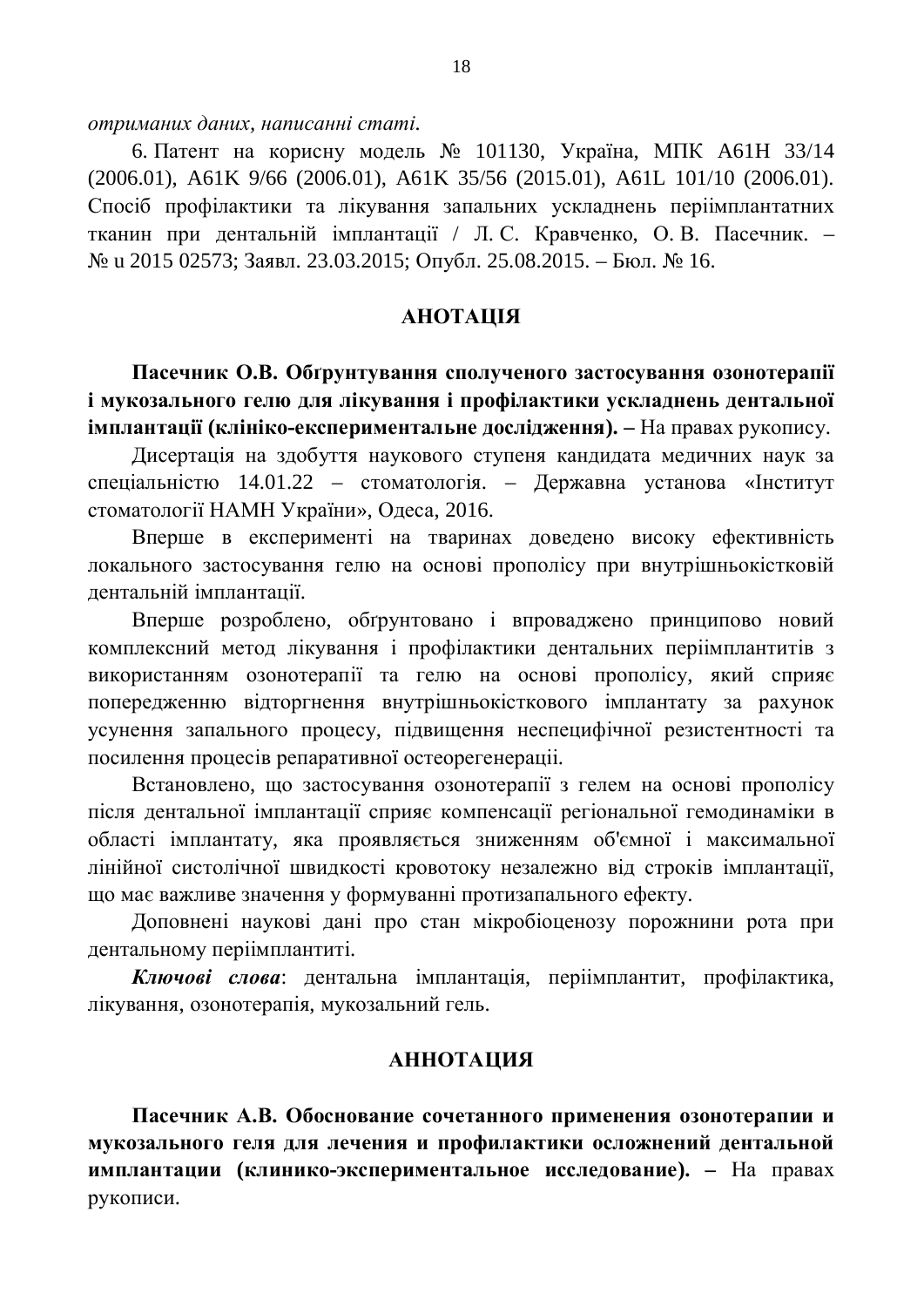*отриманих даних, написанні статі.*

6. Патент на корисну модель № 101130, Україна, МПК A61H 33/14 (2006.01), A61K 9/66 (2006.01), A61K 35/56 (2015.01), A61L 101/10 (2006.01). Спосіб профілактики та лікування запальних ускладнень періімплантатних тканин при дентальній імплантації / Л. С. Кравченко, О. В. Пасечник. – № u 2015 02573; Заявл. 23.03.2015; Опубл. 25.08.2015. – Бюл. № 16.

## АНОТАЦІЯ

**Пасечник О.В. Обґрунтування сполученого застосування озонотерапії і мукозального гелю для лікування і профілактики ускладнень дентальної імплантації (клініко-експериментальне дослідження). –** На правах рукопису.

Дисертація на здобуття наукового ступеня кандидата медичних наук за спеціальністю 14.01.22 – стоматологія. – Державна установа «Інститут стоматології НАМН України», Одеса, 2016.

Вперше в експерименті на тваринах доведено високу ефективність локального застосування гелю на основі прополісу при внутрішньокістковій дентальній імплантації.

Вперше розроблено, обґрунтовано і впроваджено принципово новий комплексний метод лікування і профілактики дентальних періімплантитів з використанням озонотерапії та гелю на основі прополісу, який сприяє попередженню відторгнення внутрішньокісткового імплантату за рахунок усунення запального процесу, підвищення неспецифічної резистентності та посилення процесів репаративної остеорегенерації.

Встановлено, що застосування озонотерапії з гелем на основі прополісу після дентальної імплантації сприяє компенсації регіональної гемодинаміки в області імплантату, яка проявляється зниженням об'ємної і максимальної лінійної систолічної швидкості кровотоку незалежно від строків імплантації, що має важливе значення у формуванні протизапального ефекту.

Доповнені наукові дані про стан мікробіоценозу порожнини рота при дентальному періімплантиті.

***Ключові слова***: дентальна імплантація, періімплантит, профілактика, лікування, озонотерапія, мукозальний гель.

## АННОТАЦИЯ

**Пасечник А.В. Обоснование сочетанного применения озонотерапии и мукозального геля для лечения и профилактики осложнений дентальной имплантации (клинико-экспериментальное исследование). –** На правах рукописи.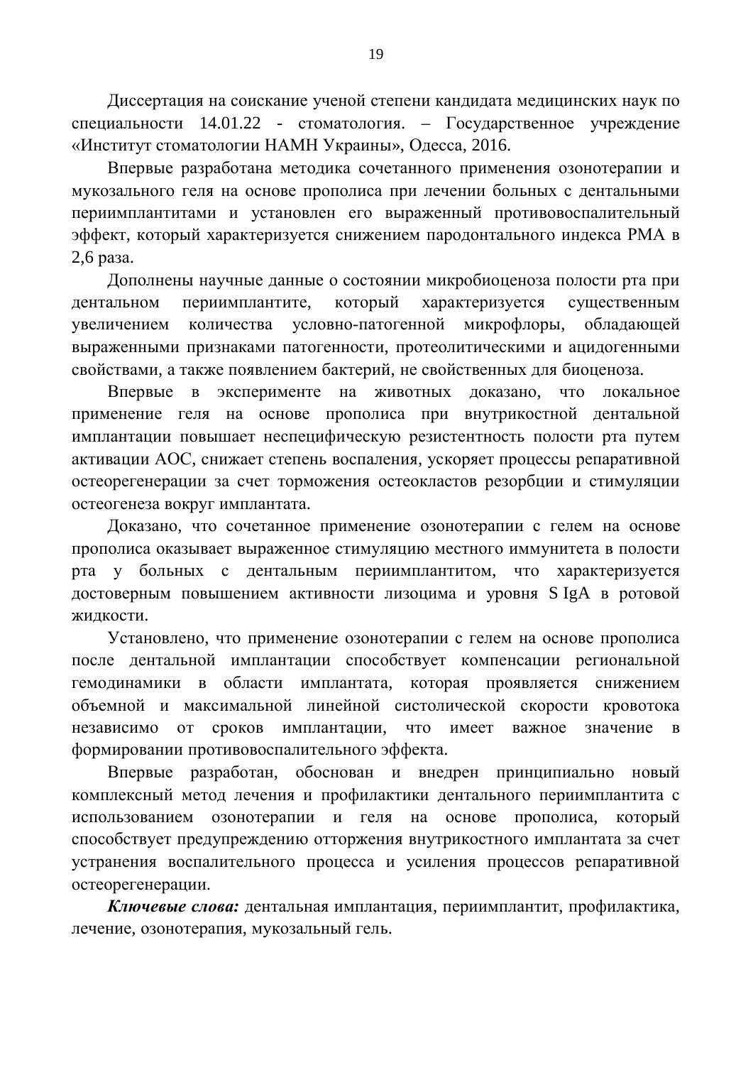Диссертация на соискание ученой степени кандидата медицинских наук по специальности 14.01.22 - стоматология. – Государственное учреждение «Институт стоматологии НАМН Украины», Одесса, 2016.

Впервые разработана методика сочетанного применения озонотерапии и мукозального геля на основе прополиса при лечении больных с дентальными периимплантитами и установлен его выраженный противовоспалительный эффект, который характеризуется снижением пародонтального индекса РМА в 2,6 раза.

Дополнены научные данные о состоянии микробиоценоза полости рта при дентальном периимплантите, который характеризуется существенным увеличением количества условно-патогенной микрофлоры, обладающей выраженными признаками патогенности, протеолитическими и ацидогенными свойствами, а также появлением бактерий, не свойственных для биоценоза.

Впервые в эксперименте на животных доказано, что локальное применение геля на основе прополиса при внутрикостной дентальной имплантации повышает неспецифическую резистентность полости рта путем активации АОС, снижает степень воспаления, ускоряет процессы репаративной остеорегенерации за счет торможения остеокластов резорбции и стимуляции остеогенеза вокруг имплантата.

Доказано, что сочетанное применение озонотерапии с гелем на основе прополиса оказывает выраженное стимуляцию местного иммунитета в полости рта у больных с дентальным периимплантитом, что характеризуется достоверным повышением активности лизоцима и уровня S IgA в ротовой жидкости.

Установлено, что применение озонотерапии с гелем на основе прополиса после дентальной имплантации способствует компенсации региональной гемодинамики в области имплантата, которая проявляется снижением объемной и максимальной линейной систолической скорости кровотока независимо от сроков имплантации, что имеет важное значение в формировании противовоспалительного эффекта.

Впервые разработан, обоснован и внедрен принципиально новый комплексный метод лечения и профилактики дентального периимплантита с использованием озонотерапии и геля на основе прополиса, который способствует предупреждению отторжения внутрикостного имплантата за счет устранения воспалительного процесса и усиления процессов репаративной остеорегенерации.

***Ключевые слова:*** дентальная имплантация, периимплантит, профилактика, лечение, озонотерапия, мукозальный гель.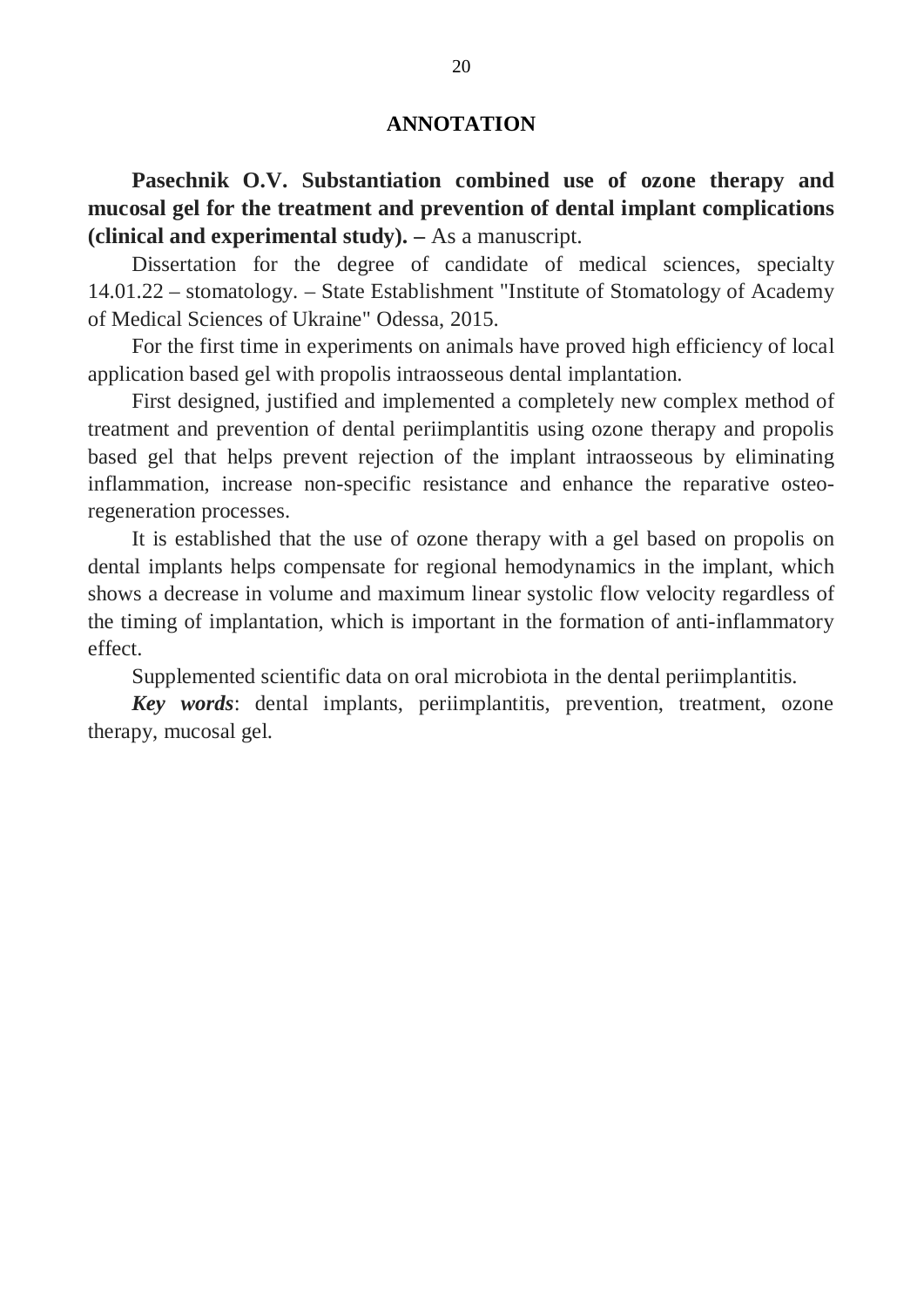## ANNOTATION

**Pasechnik O.V. Substantiation combined use of ozone therapy and mucosal gel for the treatment and prevention of dental implant complications (clinical and experimental study). –** As a manuscript.

Dissertation for the degree of candidate of medical sciences, specialty 14.01.22 – stomatology. – State Establishment "Institute of Stomatology of Academy of Medical Sciences of Ukraine" Odessa, 2015.

For the first time in experiments on animals have proved high efficiency of local application based gel with propolis intraosseous dental implantation.

First designed, justified and implemented a completely new complex method of treatment and prevention of dental periimplantitis using ozone therapy and propolis based gel that helps prevent rejection of the implant intraosseous by eliminating inflammation, increase non-specific resistance and enhance the reparative osteo-regeneration processes.

It is established that the use of ozone therapy with a gel based on propolis on dental implants helps compensate for regional hemodynamics in the implant, which shows a decrease in volume and maximum linear systolic flow velocity regardless of the timing of implantation, which is important in the formation of anti-inflammatory effect.

Supplemented scientific data on oral microbiota in the dental periimplantitis.

***Key words***: dental implants, periimplantitis, prevention, treatment, ozone therapy, mucosal gel.